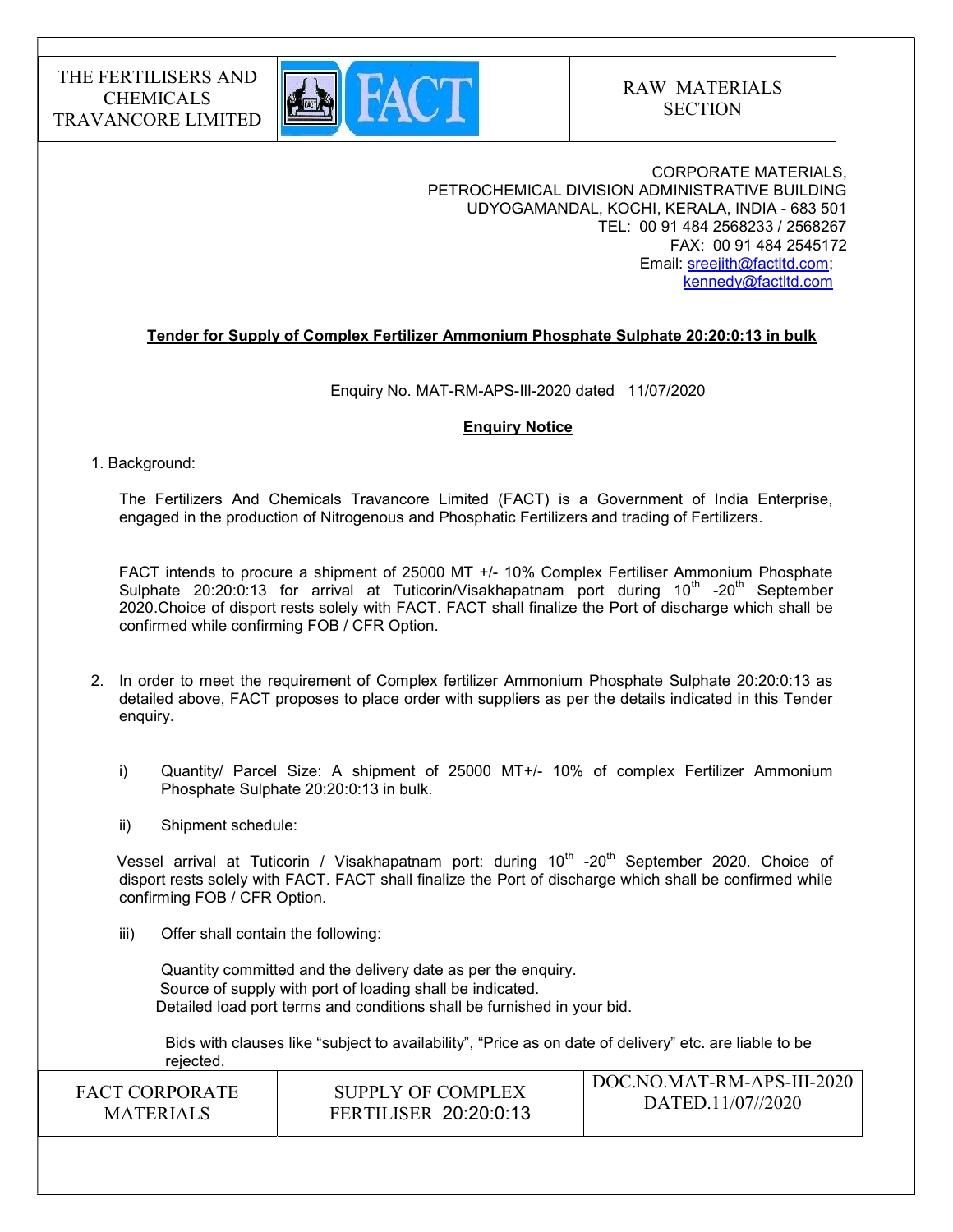| THE FERTILISERS AND CHEMICALS TRAVANCORE LIMITED | FACT | RAW MATERIALS SECTION |
|---|---|---|

CORPORATE MATERIALS,
PETROCHEMICAL DIVISION ADMINISTRATIVE BUILDING
UDYOGAMANDAL, KOCHI, KERALA, INDIA - 683 501
TEL: 00 91 484 2568233 / 2568267
FAX: 00 91 484 2545172
Email: sreejith@factltd.com; kennedy@factltd.com

**Tender for Supply of Complex Fertilizer Ammonium Phosphate Sulphate 20:20:0:13 in bulk**

Enquiry No. MAT-RM-APS-III-2020 dated 11/07/2020

**Enquiry Notice**

1. Background:

The Fertilizers And Chemicals Travancore Limited (FACT) is a Government of India Enterprise, engaged in the production of Nitrogenous and Phosphatic Fertilizers and trading of Fertilizers.

FACT intends to procure a shipment of 25000 MT +/- 10% Complex Fertiliser Ammonium Phosphate Sulphate 20:20:0:13 for arrival at Tuticorin/Visakhapatnam port during 10th -20th September 2020.Choice of disport rests solely with FACT. FACT shall finalize the Port of discharge which shall be confirmed while confirming FOB / CFR Option.

2. In order to meet the requirement of Complex fertilizer Ammonium Phosphate Sulphate 20:20:0:13 as detailed above, FACT proposes to place order with suppliers as per the details indicated in this Tender enquiry.

   i) Quantity/ Parcel Size: A shipment of 25000 MT+/- 10% of complex Fertilizer Ammonium Phosphate Sulphate 20:20:0:13 in bulk.

   ii) Shipment schedule:

   Vessel arrival at Tuticorin / Visakhapatnam port: during 10th -20th September 2020. Choice of disport rests solely with FACT. FACT shall finalize the Port of discharge which shall be confirmed while confirming FOB / CFR Option.

   iii) Offer shall contain the following:

   Quantity committed and the delivery date as per the enquiry.
   Source of supply with port of loading shall be indicated.
   Detailed load port terms and conditions shall be furnished in your bid.

   Bids with clauses like "subject to availability", "Price as on date of delivery" etc. are liable to be rejected.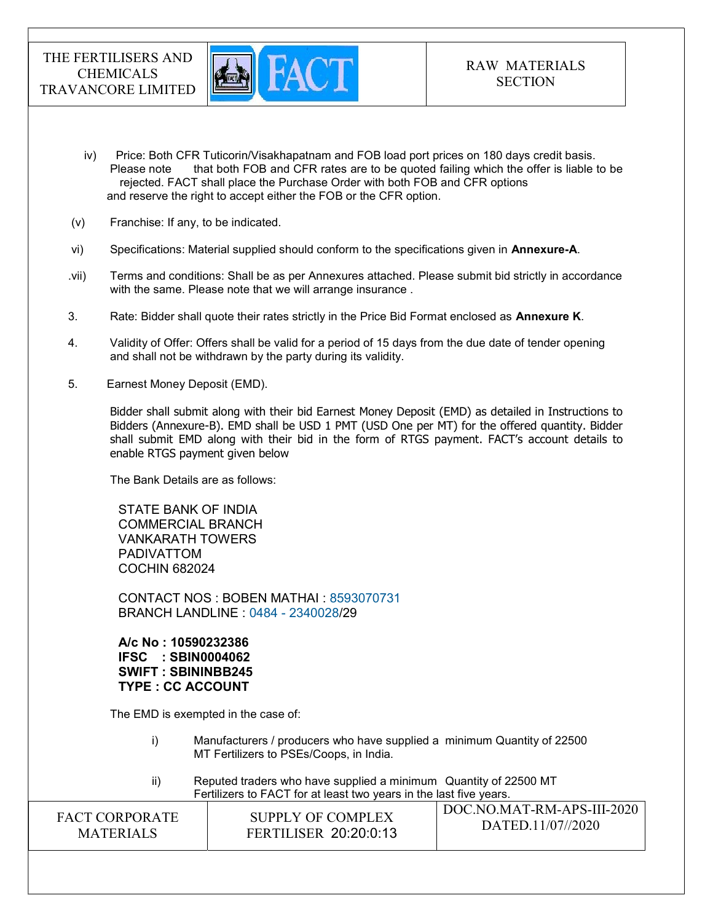iv) Price: Both CFR Tuticorin/Visakhapatnam and FOB load port prices on 180 days credit basis. Please note that both FOB and CFR rates are to be quoted failing which the offer is liable to be rejected. FACT shall place the Purchase Order with both FOB and CFR options and reserve the right to accept either the FOB or the CFR option.

(v) Franchise: If any, to be indicated.

vi) Specifications: Material supplied should conform to the specifications given in **Annexure-A**.

.vii) Terms and conditions: Shall be as per Annexures attached. Please submit bid strictly in accordance with the same. Please note that we will arrange insurance .

3. Rate: Bidder shall quote their rates strictly in the Price Bid Format enclosed as **Annexure K**.

4. Validity of Offer: Offers shall be valid for a period of 15 days from the due date of tender opening and shall not be withdrawn by the party during its validity.

5. Earnest Money Deposit (EMD).

Bidder shall submit along with their bid Earnest Money Deposit (EMD) as detailed in Instructions to Bidders (Annexure-B). EMD shall be USD 1 PMT (USD One per MT) for the offered quantity. Bidder shall submit EMD along with their bid in the form of RTGS payment. FACT's account details to enable RTGS payment given below

The Bank Details are as follows:

STATE BANK OF INDIA
COMMERCIAL BRANCH
VANKARATH TOWERS
PADIVATTOM
COCHIN 682024

CONTACT NOS : BOBEN MATHAI : 8593070731
BRANCH LANDLINE : 0484 - 2340028/29

**A/c No : 10590232386**
**IFSC : SBIN0004062**
**SWIFT : SBININBB245**
**TYPE : CC ACCOUNT**

The EMD is exempted in the case of:

i) Manufacturers / producers who have supplied a minimum Quantity of 22500 MT Fertilizers to PSEs/Coops, in India.

ii) Reputed traders who have supplied a minimum Quantity of 22500 MT Fertilizers to FACT for at least two years in the last five years.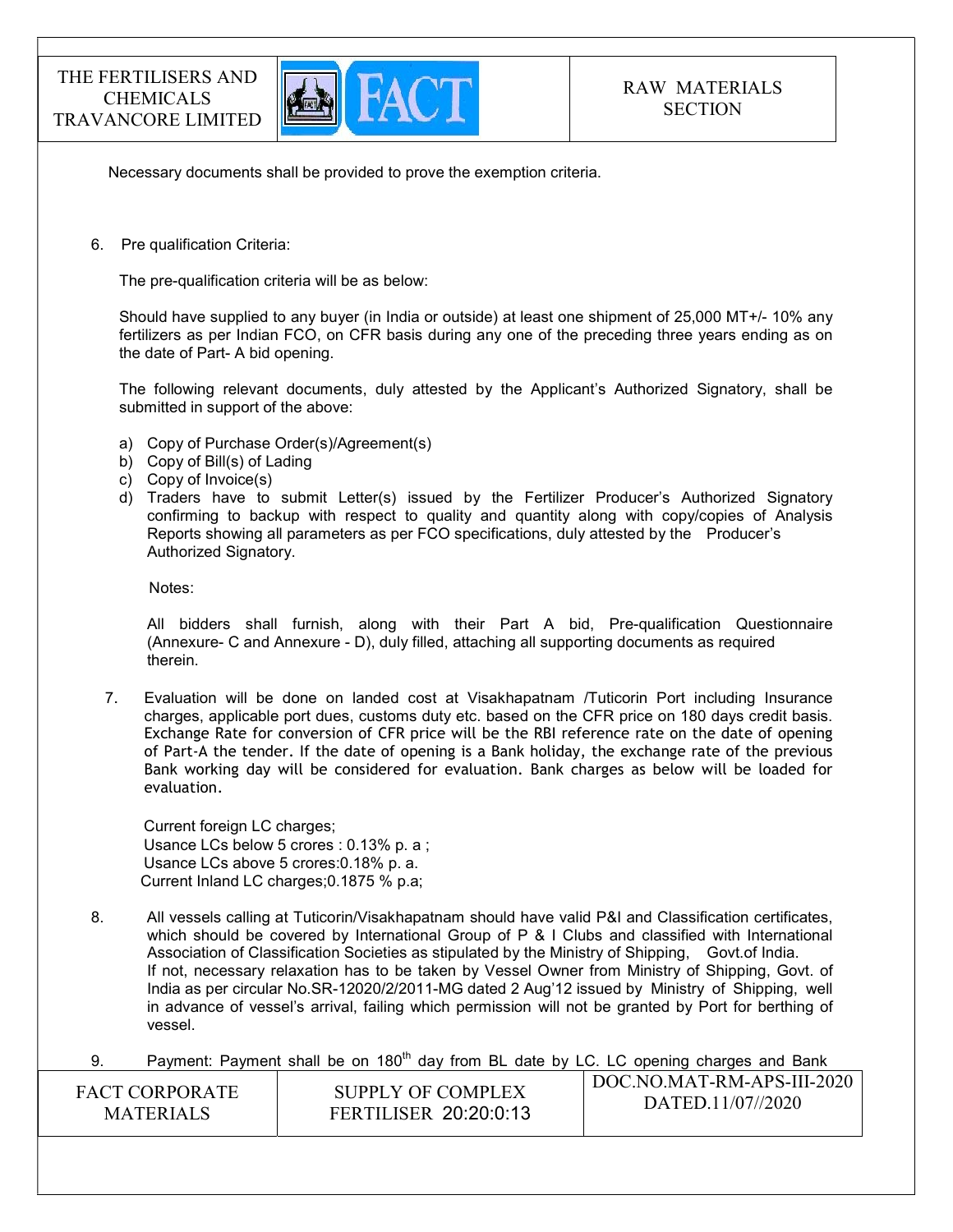Necessary documents shall be provided to prove the exemption criteria.

6. Pre qualification Criteria:

   The pre-qualification criteria will be as below:

   Should have supplied to any buyer (in India or outside) at least one shipment of 25,000 MT+/- 10% any fertilizers as per Indian FCO, on CFR basis during any one of the preceding three years ending as on the date of Part- A bid opening.

   The following relevant documents, duly attested by the Applicant's Authorized Signatory, shall be submitted in support of the above:

   a) Copy of Purchase Order(s)/Agreement(s)
   b) Copy of Bill(s) of Lading
   c) Copy of Invoice(s)
   d) Traders have to submit Letter(s) issued by the Fertilizer Producer's Authorized Signatory confirming to backup with respect to quality and quantity along with copy/copies of Analysis Reports showing all parameters as per FCO specifications, duly attested by the Producer's Authorized Signatory.

   Notes:

   All bidders shall furnish, along with their Part A bid, Pre-qualification Questionnaire (Annexure- C and Annexure - D), duly filled, attaching all supporting documents as required therein.

7. Evaluation will be done on landed cost at Visakhapatnam /Tuticorin Port including Insurance charges, applicable port dues, customs duty etc. based on the CFR price on 180 days credit basis. Exchange Rate for conversion of CFR price will be the RBI reference rate on the date of opening of Part-A the tender. If the date of opening is a Bank holiday, the exchange rate of the previous Bank working day will be considered for evaluation. Bank charges as below will be loaded for evaluation.

   Current foreign LC charges;
   Usance LCs below 5 crores : 0.13% p. a ;
   Usance LCs above 5 crores:0.18% p. a.
   Current Inland LC charges;0.1875 % p.a;

8. All vessels calling at Tuticorin/Visakhapatnam should have valid P&I and Classification certificates, which should be covered by International Group of P & I Clubs and classified with International Association of Classification Societies as stipulated by the Ministry of Shipping, Govt.of India. If not, necessary relaxation has to be taken by Vessel Owner from Ministry of Shipping, Govt. of India as per circular No.SR-12020/2/2011-MG dated 2 Aug'12 issued by Ministry of Shipping, well in advance of vessel's arrival, failing which permission will not be granted by Port for berthing of vessel.

9. Payment: Payment shall be on 180th day from BL date by LC. LC opening charges and Bank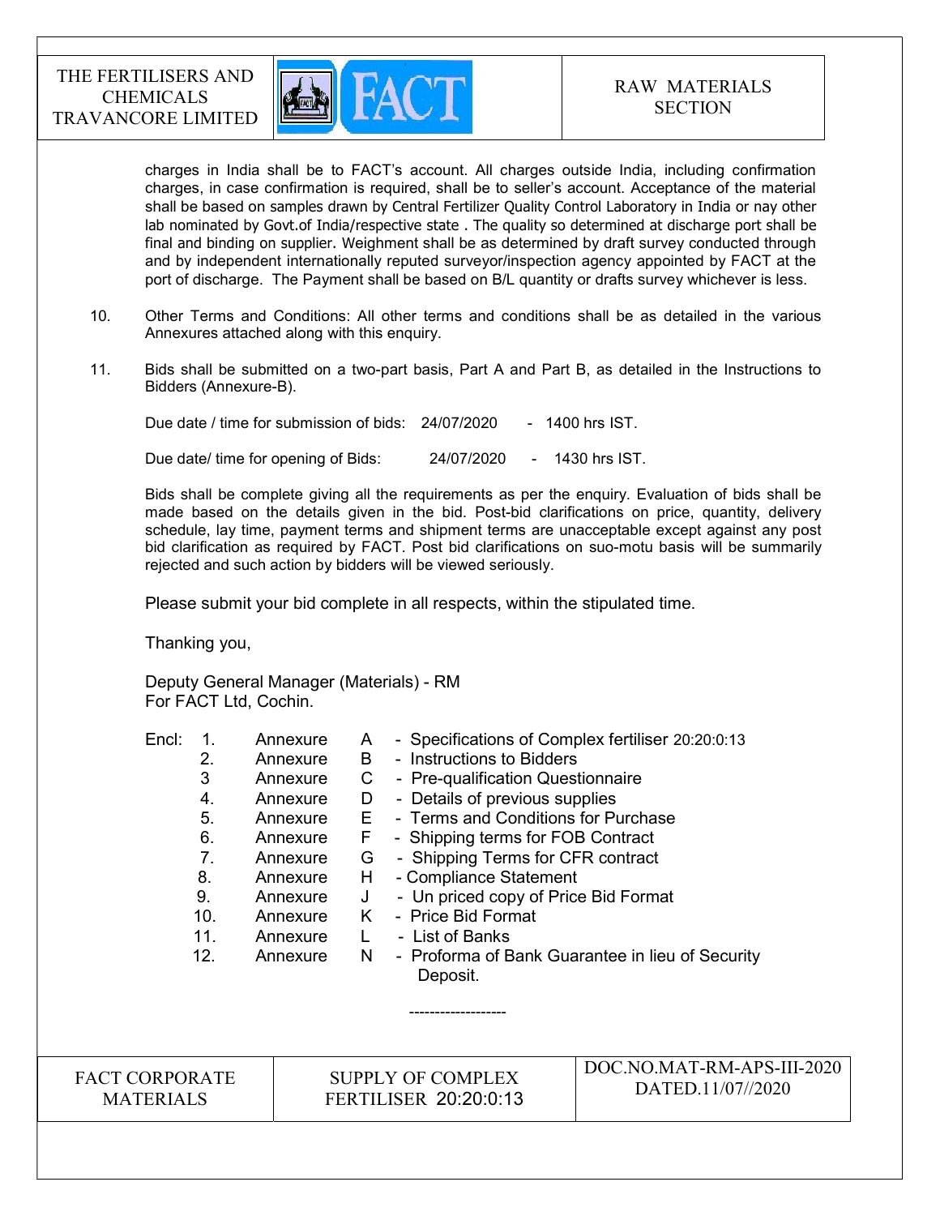charges in India shall be to FACT's account. All charges outside India, including confirmation charges, in case confirmation is required, shall be to seller's account. Acceptance of the material shall be based on samples drawn by Central Fertilizer Quality Control Laboratory in India or nay other lab nominated by Govt.of India/respective state . The quality so determined at discharge port shall be final and binding on supplier. Weighment shall be as determined by draft survey conducted through and by independent internationally reputed surveyor/inspection agency appointed by FACT at the port of discharge. The Payment shall be based on B/L quantity or drafts survey whichever is less.

10. Other Terms and Conditions: All other terms and conditions shall be as detailed in the various Annexures attached along with this enquiry.

11. Bids shall be submitted on a two-part basis, Part A and Part B, as detailed in the Instructions to Bidders (Annexure-B).

    Due date / time for submission of bids: 24/07/2020 - 1400 hrs IST.

    Due date/ time for opening of Bids: 24/07/2020 - 1430 hrs IST.

    Bids shall be complete giving all the requirements as per the enquiry. Evaluation of bids shall be made based on the details given in the bid. Post-bid clarifications on price, quantity, delivery schedule, lay time, payment terms and shipment terms are unacceptable except against any post bid clarification as required by FACT. Post bid clarifications on suo-motu basis will be summarily rejected and such action by bidders will be viewed seriously.

Please submit your bid complete in all respects, within the stipulated time.

Thanking you,

Deputy General Manager (Materials) - RM
For FACT Ltd, Cochin.

Encl:
1. Annexure A - Specifications of Complex fertiliser 20:20:0:13
2. Annexure B - Instructions to Bidders
3. Annexure C - Pre-qualification Questionnaire
4. Annexure D - Details of previous supplies
5. Annexure E - Terms and Conditions for Purchase
6. Annexure F - Shipping terms for FOB Contract
7. Annexure G - Shipping Terms for CFR contract
8. Annexure H - Compliance Statement
9. Annexure J - Un priced copy of Price Bid Format
10. Annexure K - Price Bid Format
11. Annexure L - List of Banks
12. Annexure N - Proforma of Bank Guarantee in lieu of Security Deposit.

-------------------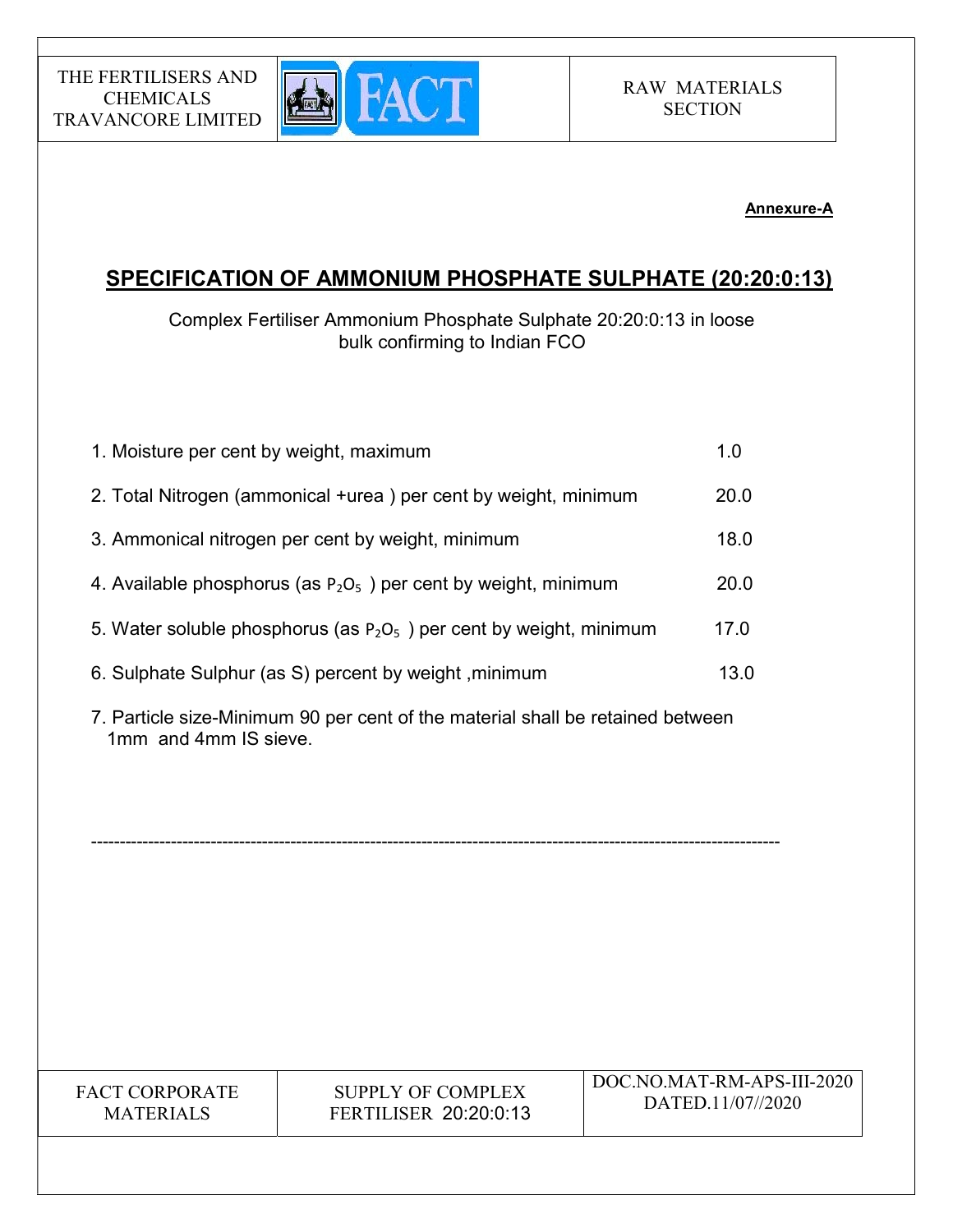**Annexure-A**

## SPECIFICATION OF AMMONIUM PHOSPHATE SULPHATE (20:20:0:13)

Complex Fertiliser Ammonium Phosphate Sulphate 20:20:0:13 in loose bulk confirming to Indian FCO

| | |
|---|---|
| 1. Moisture per cent by weight, maximum | 1.0 |
| 2. Total Nitrogen (ammonical +urea ) per cent by weight, minimum | 20.0 |
| 3. Ammonical nitrogen per cent by weight, minimum | 18.0 |
| 4. Available phosphorus (as $P_2O_5$ ) per cent by weight, minimum | 20.0 |
| 5. Water soluble phosphorus (as $P_2O_5$ ) per cent by weight, minimum | 17.0 |
| 6. Sulphate Sulphur (as S) percent by weight ,minimum | 13.0 |

7. Particle size-Minimum 90 per cent of the material shall be retained between 1mm and 4mm IS sieve.

---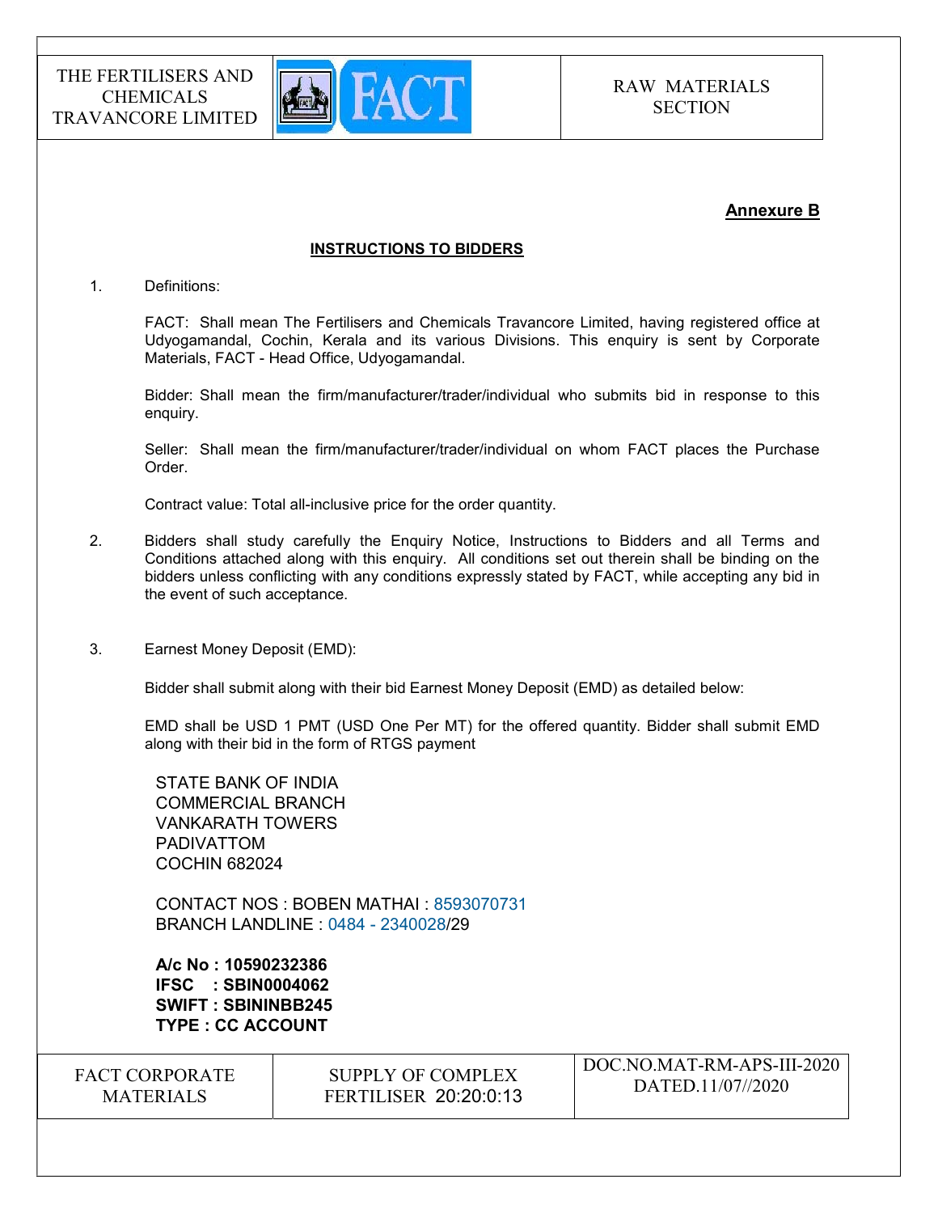## Annexure B

### INSTRUCTIONS TO BIDDERS

1. Definitions:

   FACT: Shall mean The Fertilisers and Chemicals Travancore Limited, having registered office at Udyogamandal, Cochin, Kerala and its various Divisions. This enquiry is sent by Corporate Materials, FACT - Head Office, Udyogamandal.

   Bidder: Shall mean the firm/manufacturer/trader/individual who submits bid in response to this enquiry.

   Seller: Shall mean the firm/manufacturer/trader/individual on whom FACT places the Purchase Order.

   Contract value: Total all-inclusive price for the order quantity.

2. Bidders shall study carefully the Enquiry Notice, Instructions to Bidders and all Terms and Conditions attached along with this enquiry. All conditions set out therein shall be binding on the bidders unless conflicting with any conditions expressly stated by FACT, while accepting any bid in the event of such acceptance.

3. Earnest Money Deposit (EMD):

   Bidder shall submit along with their bid Earnest Money Deposit (EMD) as detailed below:

   EMD shall be USD 1 PMT (USD One Per MT) for the offered quantity. Bidder shall submit EMD along with their bid in the form of RTGS payment

   STATE BANK OF INDIA
   COMMERCIAL BRANCH
   VANKARATH TOWERS
   PADIVATTOM
   COCHIN 682024

   CONTACT NOS : BOBEN MATHAI : 8593070731
   BRANCH LANDLINE : 0484 - 2340028/29

   **A/c No : 10590232386**
   **IFSC : SBIN0004062**
   **SWIFT : SBININBB245**
   **TYPE : CC ACCOUNT**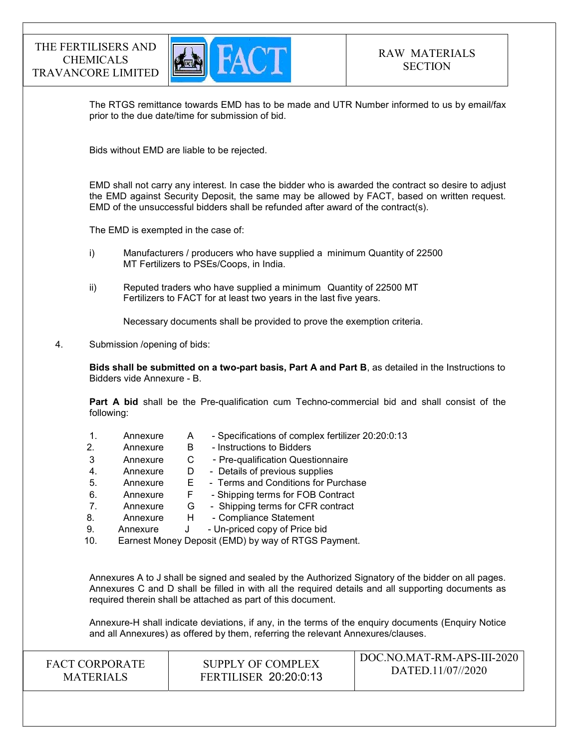The RTGS remittance towards EMD has to be made and UTR Number informed to us by email/fax prior to the due date/time for submission of bid.

Bids without EMD are liable to be rejected.

EMD shall not carry any interest. In case the bidder who is awarded the contract so desire to adjust the EMD against Security Deposit, the same may be allowed by FACT, based on written request. EMD of the unsuccessful bidders shall be refunded after award of the contract(s).

The EMD is exempted in the case of:

i) Manufacturers / producers who have supplied a minimum Quantity of 22500 MT Fertilizers to PSEs/Coops, in India.

ii) Reputed traders who have supplied a minimum Quantity of 22500 MT Fertilizers to FACT for at least two years in the last five years.

Necessary documents shall be provided to prove the exemption criteria.

4. Submission /opening of bids:

**Bids shall be submitted on a two-part basis, Part A and Part B**, as detailed in the Instructions to Bidders vide Annexure - B.

**Part A bid** shall be the Pre-qualification cum Techno-commercial bid and shall consist of the following:

1. Annexure A - Specifications of complex fertilizer 20:20:0:13
2. Annexure B - Instructions to Bidders
3. Annexure C - Pre-qualification Questionnaire
4. Annexure D - Details of previous supplies
5. Annexure E - Terms and Conditions for Purchase
6. Annexure F - Shipping terms for FOB Contract
7. Annexure G - Shipping terms for CFR contract
8. Annexure H - Compliance Statement
9. Annexure J - Un-priced copy of Price bid
10. Earnest Money Deposit (EMD) by way of RTGS Payment.

Annexures A to J shall be signed and sealed by the Authorized Signatory of the bidder on all pages. Annexures C and D shall be filled in with all the required details and all supporting documents as required therein shall be attached as part of this document.

Annexure-H shall indicate deviations, if any, in the terms of the enquiry documents (Enquiry Notice and all Annexures) as offered by them, referring the relevant Annexures/clauses.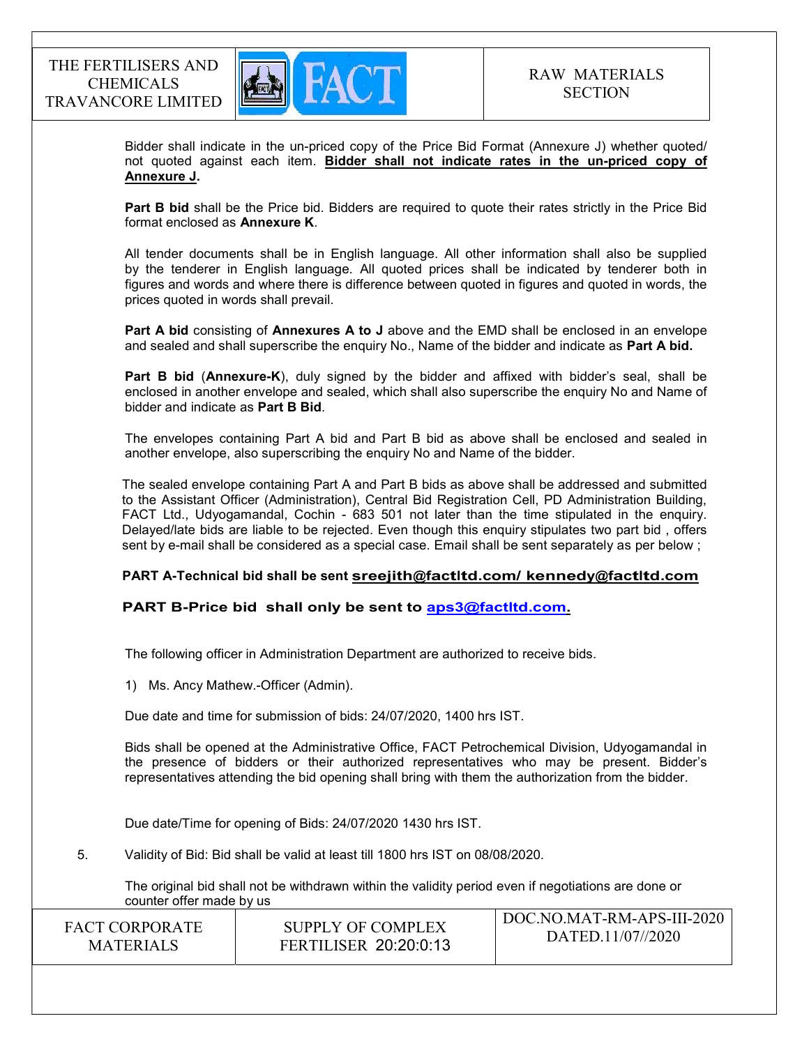Bidder shall indicate in the un-priced copy of the Price Bid Format (Annexure J) whether quoted/ not quoted against each item. **Bidder shall not indicate rates in the un-priced copy of Annexure J.**

**Part B bid** shall be the Price bid. Bidders are required to quote their rates strictly in the Price Bid format enclosed as **Annexure K**.

All tender documents shall be in English language. All other information shall also be supplied by the tenderer in English language. All quoted prices shall be indicated by tenderer both in figures and words and where there is difference between quoted in figures and quoted in words, the prices quoted in words shall prevail.

**Part A bid** consisting of **Annexures A to J** above and the EMD shall be enclosed in an envelope and sealed and shall superscribe the enquiry No., Name of the bidder and indicate as **Part A bid.**

**Part B bid** (**Annexure-K**), duly signed by the bidder and affixed with bidder's seal, shall be enclosed in another envelope and sealed, which shall also superscribe the enquiry No and Name of bidder and indicate as **Part B Bid**.

The envelopes containing Part A bid and Part B bid as above shall be enclosed and sealed in another envelope, also superscribing the enquiry No and Name of the bidder.

The sealed envelope containing Part A and Part B bids as above shall be addressed and submitted to the Assistant Officer (Administration), Central Bid Registration Cell, PD Administration Building, FACT Ltd., Udyogamandal, Cochin - 683 501 not later than the time stipulated in the enquiry. Delayed/late bids are liable to be rejected. Even though this enquiry stipulates two part bid , offers sent by e-mail shall be considered as a special case. Email shall be sent separately as per below ;

**PART A-Technical bid shall be sent sreejith@factltd.com/ kennedy@factltd.com**

**PART B-Price bid shall only be sent to aps3@factltd.com.**

The following officer in Administration Department are authorized to receive bids.

1) Ms. Ancy Mathew.-Officer (Admin).

Due date and time for submission of bids: 24/07/2020, 1400 hrs IST.

Bids shall be opened at the Administrative Office, FACT Petrochemical Division, Udyogamandal in the presence of bidders or their authorized representatives who may be present. Bidder's representatives attending the bid opening shall bring with them the authorization from the bidder.

Due date/Time for opening of Bids: 24/07/2020 1430 hrs IST.

5. Validity of Bid: Bid shall be valid at least till 1800 hrs IST on 08/08/2020.

The original bid shall not be withdrawn within the validity period even if negotiations are done or counter offer made by us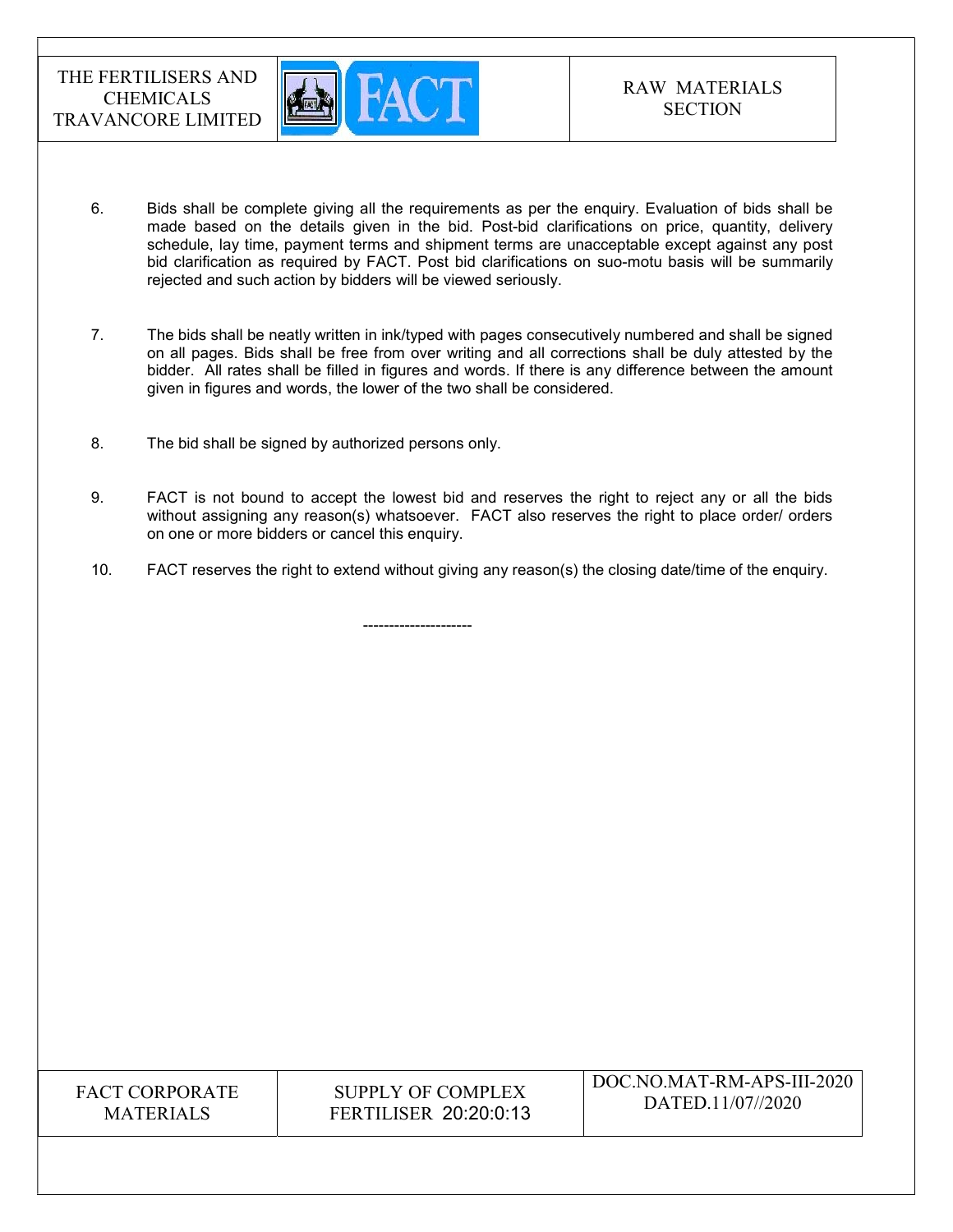6. Bids shall be complete giving all the requirements as per the enquiry. Evaluation of bids shall be made based on the details given in the bid. Post-bid clarifications on price, quantity, delivery schedule, lay time, payment terms and shipment terms are unacceptable except against any post bid clarification as required by FACT. Post bid clarifications on suo-motu basis will be summarily rejected and such action by bidders will be viewed seriously.

7. The bids shall be neatly written in ink/typed with pages consecutively numbered and shall be signed on all pages. Bids shall be free from over writing and all corrections shall be duly attested by the bidder. All rates shall be filled in figures and words. If there is any difference between the amount given in figures and words, the lower of the two shall be considered.

8. The bid shall be signed by authorized persons only.

9. FACT is not bound to accept the lowest bid and reserves the right to reject any or all the bids without assigning any reason(s) whatsoever. FACT also reserves the right to place order/ orders on one or more bidders or cancel this enquiry.

10. FACT reserves the right to extend without giving any reason(s) the closing date/time of the enquiry.

---------------------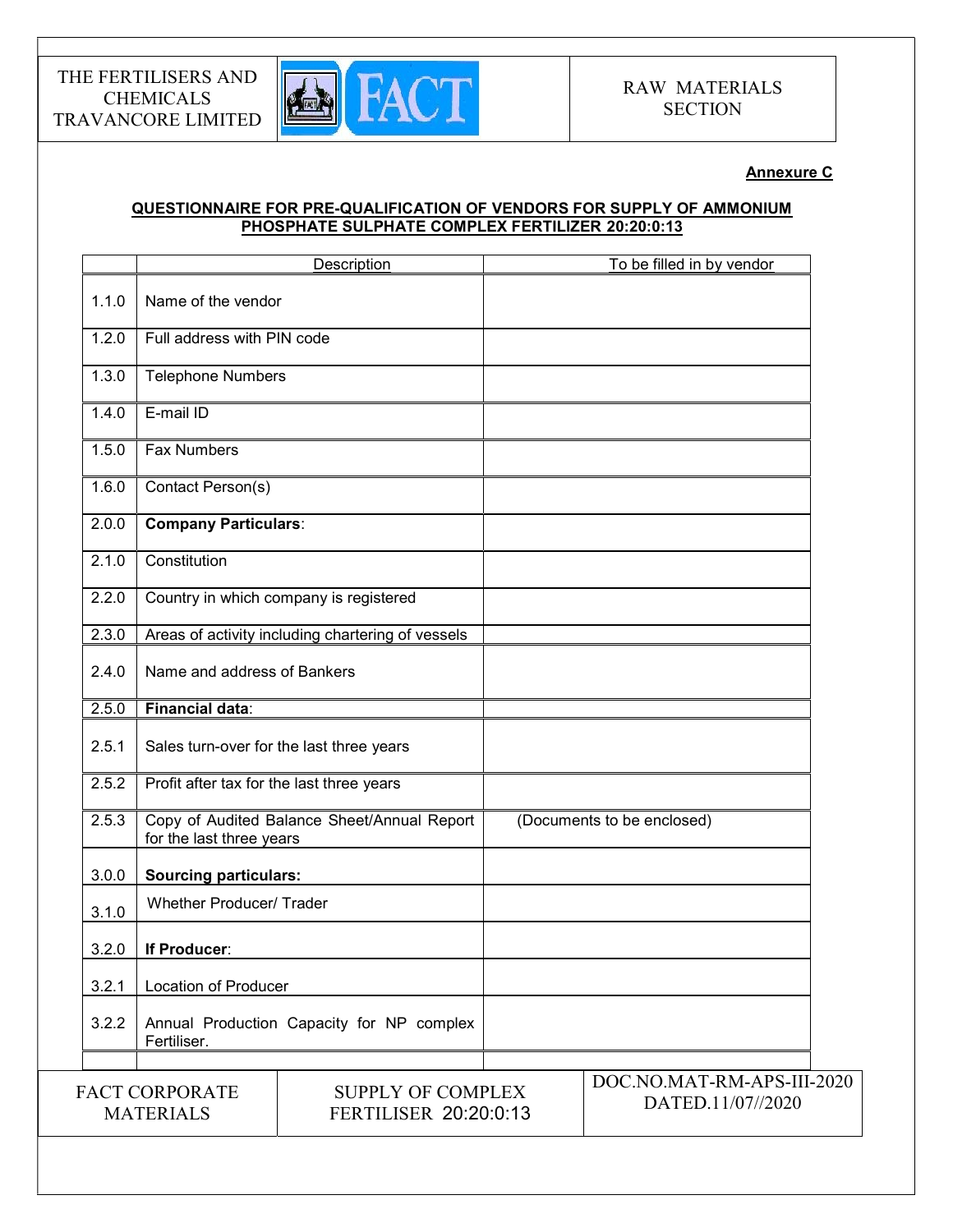**Annexure C**

**QUESTIONNAIRE FOR PRE-QUALIFICATION OF VENDORS FOR SUPPLY OF AMMONIUM PHOSPHATE SULPHATE COMPLEX FERTILIZER 20:20:0:13**

| | Description | To be filled in by vendor |
|---|---|---|
| 1.1.0 | Name of the vendor | |
| 1.2.0 | Full address with PIN code | |
| 1.3.0 | Telephone Numbers | |
| 1.4.0 | E-mail ID | |
| 1.5.0 | Fax Numbers | |
| 1.6.0 | Contact Person(s) | |
| 2.0.0 | **Company Particulars**: | |
| 2.1.0 | Constitution | |
| 2.2.0 | Country in which company is registered | |
| 2.3.0 | Areas of activity including chartering of vessels | |
| 2.4.0 | Name and address of Bankers | |
| 2.5.0 | **Financial data**: | |
| 2.5.1 | Sales turn-over for the last three years | |
| 2.5.2 | Profit after tax for the last three years | |
| 2.5.3 | Copy of Audited Balance Sheet/Annual Report for the last three years | (Documents to be enclosed) |
| 3.0.0 | **Sourcing particulars:** | |
| 3.1.0 | Whether Producer/ Trader | |
| 3.2.0 | **If Producer**: | |
| 3.2.1 | Location of Producer | |
| 3.2.2 | Annual Production Capacity for NP complex Fertiliser. | |
| | | |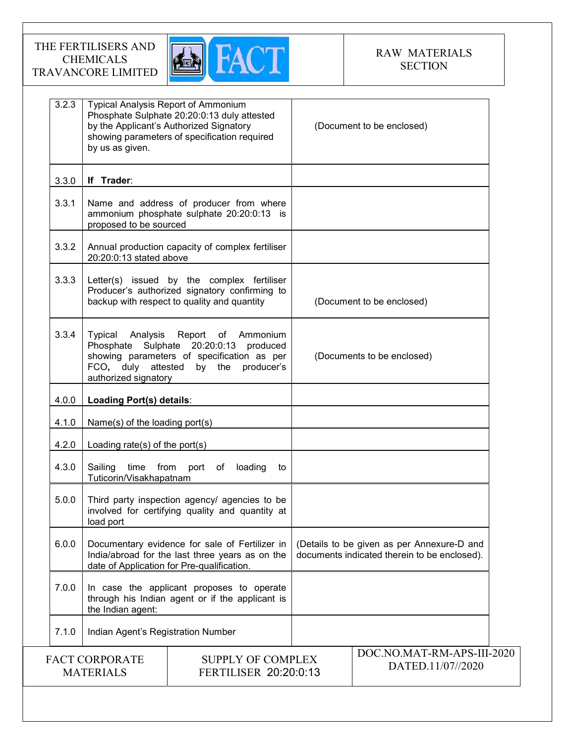| | | |
|---|---|---|
| 3.2.3 | Typical Analysis Report of Ammonium Phosphate Sulphate 20:20:0:13 duly attested by the Applicant's Authorized Signatory showing parameters of specification required by us as given. | (Document to be enclosed) |
| 3.3.0 | **If Trader**: | |
| 3.3.1 | Name and address of producer from where ammonium phosphate sulphate 20:20:0:13 is proposed to be sourced | |
| 3.3.2 | Annual production capacity of complex fertiliser 20:20:0:13 stated above | |
| 3.3.3 | Letter(s) issued by the complex fertiliser Producer's authorized signatory confirming to backup with respect to quality and quantity | (Document to be enclosed) |
| 3.3.4 | Typical Analysis Report of Ammonium Phosphate Sulphate 20:20:0:13 produced showing parameters of specification as per FCO, duly attested by the producer's authorized signatory | (Documents to be enclosed) |
| 4.0.0 | **Loading Port(s) details**: | |
| 4.1.0 | Name(s) of the loading port(s) | |
| 4.2.0 | Loading rate(s) of the port(s) | |
| 4.3.0 | Sailing time from port of loading to Tuticorin/Visakhapatnam | |
| 5.0.0 | Third party inspection agency/ agencies to be involved for certifying quality and quantity at load port | |
| 6.0.0 | Documentary evidence for sale of Fertilizer in India/abroad for the last three years as on the date of Application for Pre-qualification. | (Details to be given as per Annexure-D and documents indicated therein to be enclosed). |
| 7.0.0 | In case the applicant proposes to operate through his Indian agent or if the applicant is the Indian agent: | |
| 7.1.0 | Indian Agent's Registration Number | |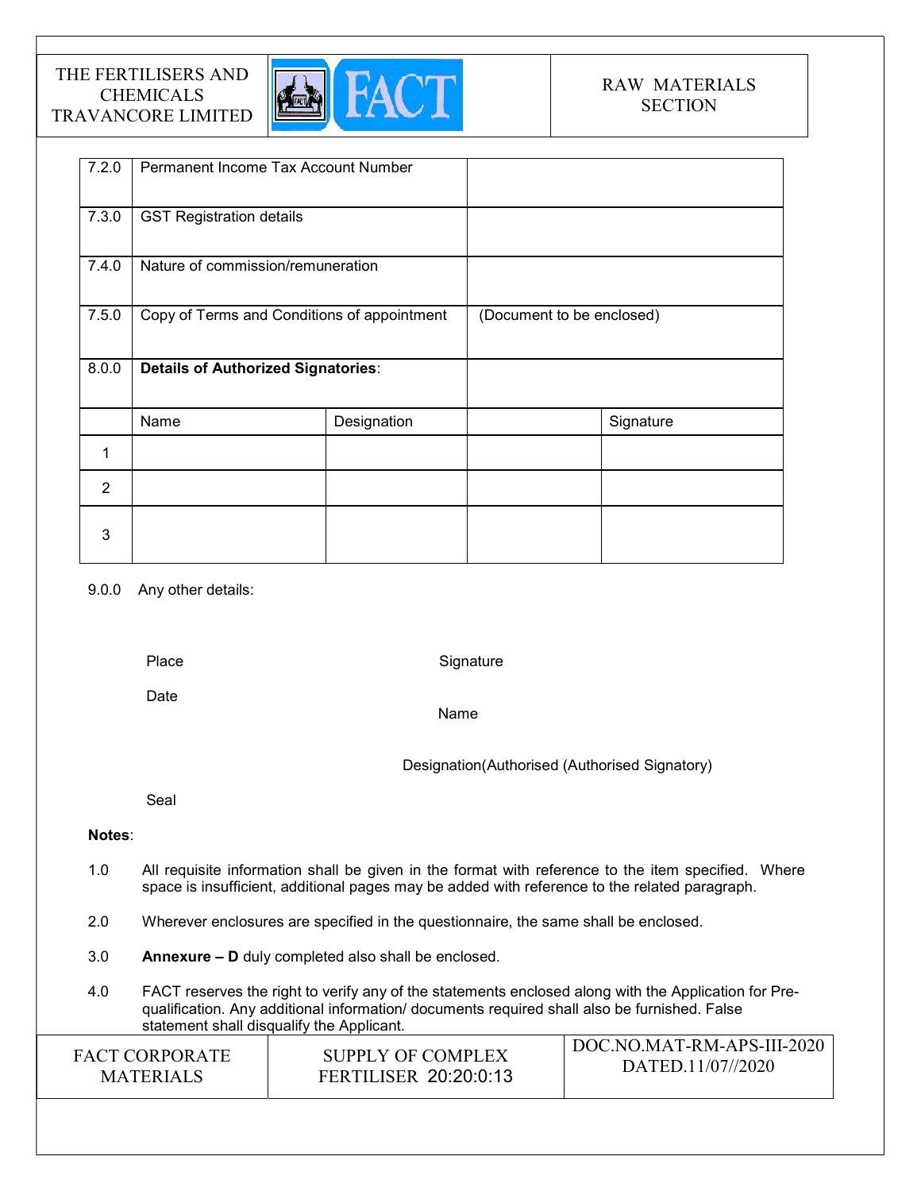| | | | | |
|---|---|---|---|---|
| 7.2.0 | Permanent Income Tax Account Number | | | |
| 7.3.0 | GST Registration details | | | |
| 7.4.0 | Nature of commission/remuneration | | | |
| 7.5.0 | Copy of Terms and Conditions of appointment | | (Document to be enclosed) | |
| 8.0.0 | **Details of Authorized Signatories**: | | | |
| | Name | Designation | | Signature |
| 1 | | | | |
| 2 | | | | |
| 3 | | | | |

9.0.0 Any other details:

Place

Date

Signature

Name

Designation(Authorised (Authorised Signatory)

Seal

**Notes**:

1.0 All requisite information shall be given in the format with reference to the item specified. Where space is insufficient, additional pages may be added with reference to the related paragraph.

2.0 Wherever enclosures are specified in the questionnaire, the same shall be enclosed.

3.0 **Annexure – D** duly completed also shall be enclosed.

4.0 FACT reserves the right to verify any of the statements enclosed along with the Application for Pre-qualification. Any additional information/ documents required shall also be furnished. False statement shall disqualify the Applicant.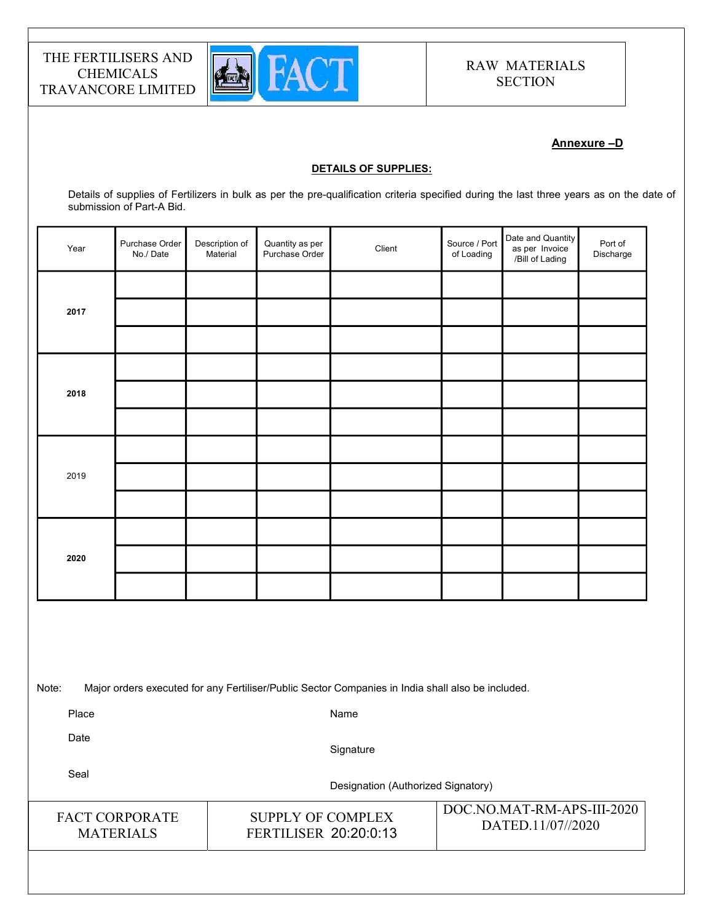**Annexure –D**

**DETAILS OF SUPPLIES:**

Details of supplies of Fertilizers in bulk as per the pre-qualification criteria specified during the last three years as on the date of submission of Part-A Bid.

| Year | Purchase Order No./ Date | Description of Material | Quantity as per Purchase Order | Client | Source / Port of Loading | Date and Quantity as per Invoice /Bill of Lading | Port of Discharge |
|---|---|---|---|---|---|---|---|
| **2017** | | | | | | | |
| | | | | | | | |
| | | | | | | | |
| **2018** | | | | | | | |
| | | | | | | | |
| | | | | | | | |
| 2019 | | | | | | | |
| | | | | | | | |
| | | | | | | | |
| **2020** | | | | | | | |
| | | | | | | | |
| | | | | | | | |

Note: Major orders executed for any Fertiliser/Public Sector Companies in India shall also be included.

Place

Date

Seal

Name

Signature

Designation (Authorized Signatory)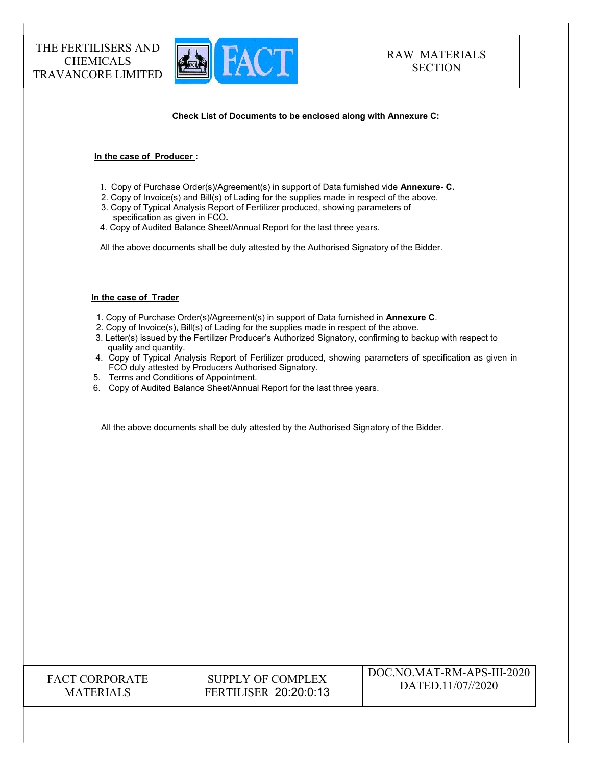**Check List of Documents to be enclosed along with Annexure C:**

**In the case of Producer :**

1. Copy of Purchase Order(s)/Agreement(s) in support of Data furnished vide **Annexure- C.**
2. Copy of Invoice(s) and Bill(s) of Lading for the supplies made in respect of the above.
3. Copy of Typical Analysis Report of Fertilizer produced, showing parameters of specification as given in FCO**.**
4. Copy of Audited Balance Sheet/Annual Report for the last three years.

All the above documents shall be duly attested by the Authorised Signatory of the Bidder.

**In the case of Trader**

1. Copy of Purchase Order(s)/Agreement(s) in support of Data furnished in **Annexure C**.
2. Copy of Invoice(s), Bill(s) of Lading for the supplies made in respect of the above.
3. Letter(s) issued by the Fertilizer Producer's Authorized Signatory, confirming to backup with respect to quality and quantity.
4. Copy of Typical Analysis Report of Fertilizer produced, showing parameters of specification as given in FCO duly attested by Producers Authorised Signatory.
5. Terms and Conditions of Appointment.
6. Copy of Audited Balance Sheet/Annual Report for the last three years.

All the above documents shall be duly attested by the Authorised Signatory of the Bidder.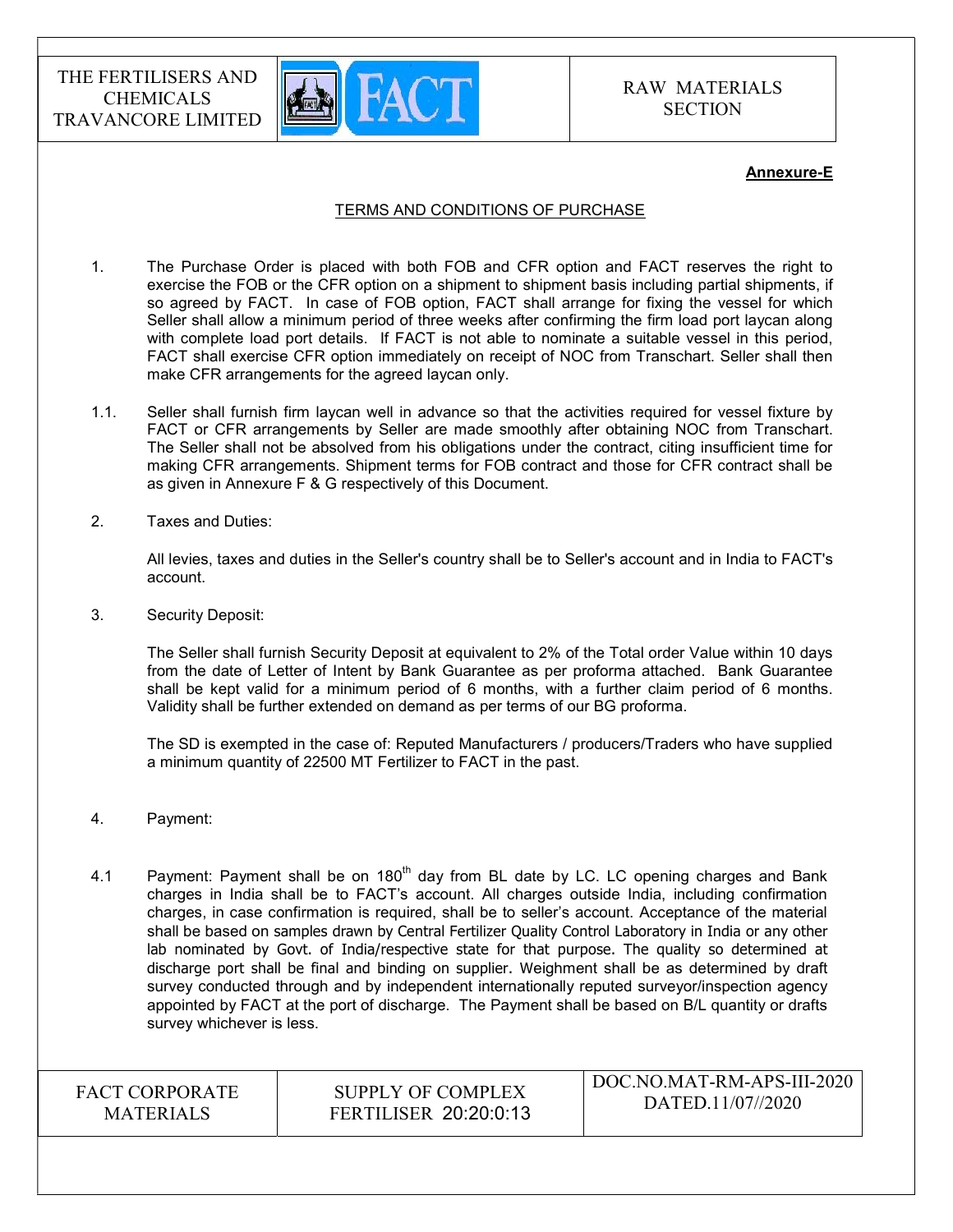**Annexure-E**

TERMS AND CONDITIONS OF PURCHASE

1. The Purchase Order is placed with both FOB and CFR option and FACT reserves the right to exercise the FOB or the CFR option on a shipment to shipment basis including partial shipments, if so agreed by FACT. In case of FOB option, FACT shall arrange for fixing the vessel for which Seller shall allow a minimum period of three weeks after confirming the firm load port laycan along with complete load port details. If FACT is not able to nominate a suitable vessel in this period, FACT shall exercise CFR option immediately on receipt of NOC from Transchart. Seller shall then make CFR arrangements for the agreed laycan only.

1.1. Seller shall furnish firm laycan well in advance so that the activities required for vessel fixture by FACT or CFR arrangements by Seller are made smoothly after obtaining NOC from Transchart. The Seller shall not be absolved from his obligations under the contract, citing insufficient time for making CFR arrangements. Shipment terms for FOB contract and those for CFR contract shall be as given in Annexure F & G respectively of this Document.

2. Taxes and Duties:

   All levies, taxes and duties in the Seller's country shall be to Seller's account and in India to FACT's account.

3. Security Deposit:

   The Seller shall furnish Security Deposit at equivalent to 2% of the Total order Value within 10 days from the date of Letter of Intent by Bank Guarantee as per proforma attached. Bank Guarantee shall be kept valid for a minimum period of 6 months, with a further claim period of 6 months. Validity shall be further extended on demand as per terms of our BG proforma.

   The SD is exempted in the case of: Reputed Manufacturers / producers/Traders who have supplied a minimum quantity of 22500 MT Fertilizer to FACT in the past.

4. Payment:

4.1 Payment: Payment shall be on 180th day from BL date by LC. LC opening charges and Bank charges in India shall be to FACT's account. All charges outside India, including confirmation charges, in case confirmation is required, shall be to seller's account. Acceptance of the material shall be based on samples drawn by Central Fertilizer Quality Control Laboratory in India or any other lab nominated by Govt. of India/respective state for that purpose. The quality so determined at discharge port shall be final and binding on supplier. Weighment shall be as determined by draft survey conducted through and by independent internationally reputed surveyor/inspection agency appointed by FACT at the port of discharge. The Payment shall be based on B/L quantity or drafts survey whichever is less.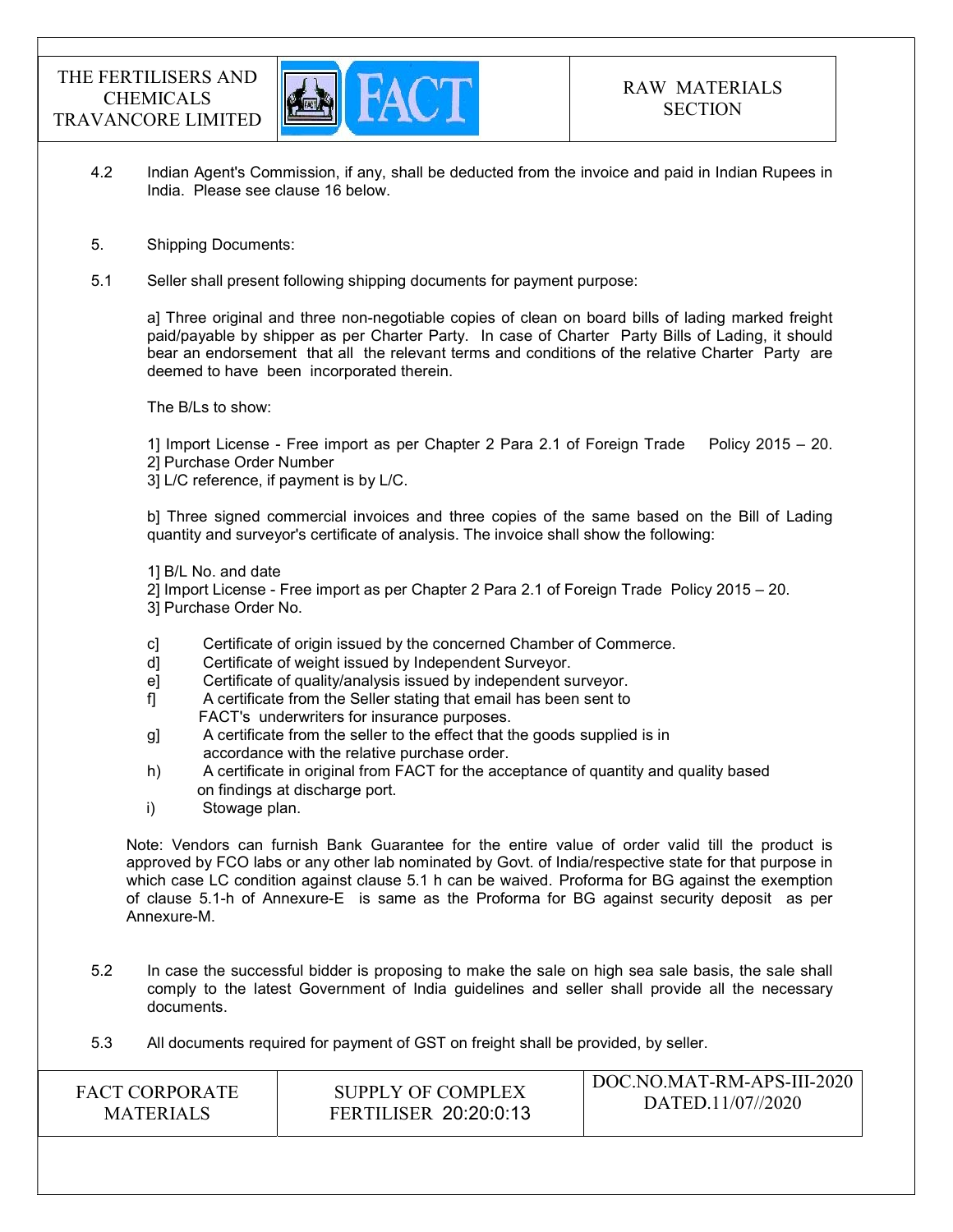4.2 Indian Agent's Commission, if any, shall be deducted from the invoice and paid in Indian Rupees in India. Please see clause 16 below.

5. Shipping Documents:

5.1 Seller shall present following shipping documents for payment purpose:

a] Three original and three non-negotiable copies of clean on board bills of lading marked freight paid/payable by shipper as per Charter Party. In case of Charter Party Bills of Lading, it should bear an endorsement that all the relevant terms and conditions of the relative Charter Party are deemed to have been incorporated therein.

The B/Ls to show:

1] Import License - Free import as per Chapter 2 Para 2.1 of Foreign Trade Policy 2015 – 20.
2] Purchase Order Number
3] L/C reference, if payment is by L/C.

b] Three signed commercial invoices and three copies of the same based on the Bill of Lading quantity and surveyor's certificate of analysis. The invoice shall show the following:

1] B/L No. and date
2] Import License - Free import as per Chapter 2 Para 2.1 of Foreign Trade Policy 2015 – 20.
3] Purchase Order No.

c] Certificate of origin issued by the concerned Chamber of Commerce.
d] Certificate of weight issued by Independent Surveyor.
e] Certificate of quality/analysis issued by independent surveyor.
f] A certificate from the Seller stating that email has been sent to FACT's underwriters for insurance purposes.
g] A certificate from the seller to the effect that the goods supplied is in accordance with the relative purchase order.
h) A certificate in original from FACT for the acceptance of quantity and quality based on findings at discharge port.
i) Stowage plan.

Note: Vendors can furnish Bank Guarantee for the entire value of order valid till the product is approved by FCO labs or any other lab nominated by Govt. of India/respective state for that purpose in which case LC condition against clause 5.1 h can be waived. Proforma for BG against the exemption of clause 5.1-h of Annexure-E is same as the Proforma for BG against security deposit as per Annexure-M.

5.2 In case the successful bidder is proposing to make the sale on high sea sale basis, the sale shall comply to the latest Government of India guidelines and seller shall provide all the necessary documents.

5.3 All documents required for payment of GST on freight shall be provided, by seller.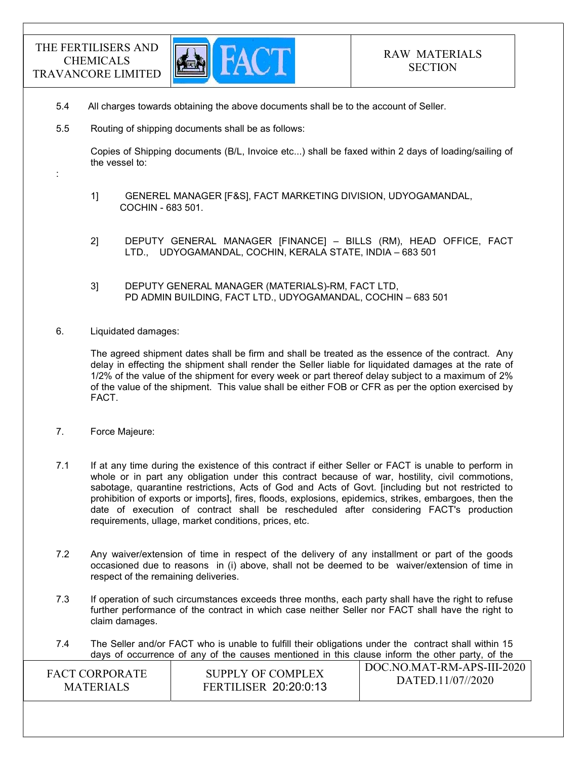5.4 All charges towards obtaining the above documents shall be to the account of Seller.

5.5 Routing of shipping documents shall be as follows:

Copies of Shipping documents (B/L, Invoice etc...) shall be faxed within 2 days of loading/sailing of the vessel to:

:

1] GENEREL MANAGER [F&S], FACT MARKETING DIVISION, UDYOGAMANDAL, COCHIN - 683 501.

2] DEPUTY GENERAL MANAGER [FINANCE] – BILLS (RM), HEAD OFFICE, FACT LTD., UDYOGAMANDAL, COCHIN, KERALA STATE, INDIA – 683 501

3] DEPUTY GENERAL MANAGER (MATERIALS)-RM, FACT LTD, PD ADMIN BUILDING, FACT LTD., UDYOGAMANDAL, COCHIN – 683 501

6. Liquidated damages:

The agreed shipment dates shall be firm and shall be treated as the essence of the contract. Any delay in effecting the shipment shall render the Seller liable for liquidated damages at the rate of 1/2% of the value of the shipment for every week or part thereof delay subject to a maximum of 2% of the value of the shipment. This value shall be either FOB or CFR as per the option exercised by FACT.

7. Force Majeure:

7.1 If at any time during the existence of this contract if either Seller or FACT is unable to perform in whole or in part any obligation under this contract because of war, hostility, civil commotions, sabotage, quarantine restrictions, Acts of God and Acts of Govt. [including but not restricted to prohibition of exports or imports], fires, floods, explosions, epidemics, strikes, embargoes, then the date of execution of contract shall be rescheduled after considering FACT's production requirements, ullage, market conditions, prices, etc.

7.2 Any waiver/extension of time in respect of the delivery of any installment or part of the goods occasioned due to reasons in (i) above, shall not be deemed to be waiver/extension of time in respect of the remaining deliveries.

7.3 If operation of such circumstances exceeds three months, each party shall have the right to refuse further performance of the contract in which case neither Seller nor FACT shall have the right to claim damages.

7.4 The Seller and/or FACT who is unable to fulfill their obligations under the contract shall within 15 days of occurrence of any of the causes mentioned in this clause inform the other party, of the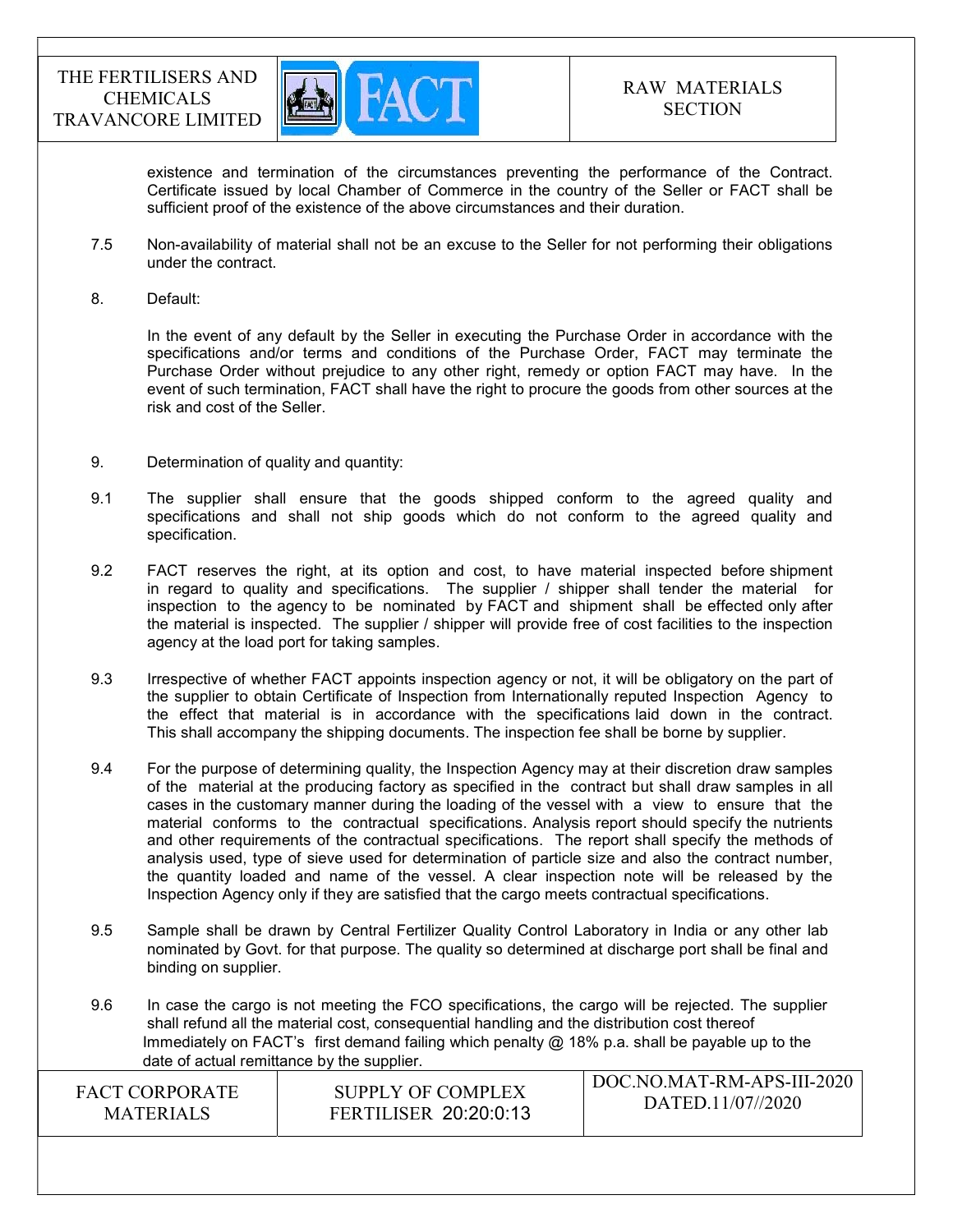existence and termination of the circumstances preventing the performance of the Contract. Certificate issued by local Chamber of Commerce in the country of the Seller or FACT shall be sufficient proof of the existence of the above circumstances and their duration.

7.5 Non-availability of material shall not be an excuse to the Seller for not performing their obligations under the contract.

8. Default:

In the event of any default by the Seller in executing the Purchase Order in accordance with the specifications and/or terms and conditions of the Purchase Order, FACT may terminate the Purchase Order without prejudice to any other right, remedy or option FACT may have. In the event of such termination, FACT shall have the right to procure the goods from other sources at the risk and cost of the Seller.

9. Determination of quality and quantity:

9.1 The supplier shall ensure that the goods shipped conform to the agreed quality and specifications and shall not ship goods which do not conform to the agreed quality and specification.

9.2 FACT reserves the right, at its option and cost, to have material inspected before shipment in regard to quality and specifications. The supplier / shipper shall tender the material for inspection to the agency to be nominated by FACT and shipment shall be effected only after the material is inspected. The supplier / shipper will provide free of cost facilities to the inspection agency at the load port for taking samples.

9.3 Irrespective of whether FACT appoints inspection agency or not, it will be obligatory on the part of the supplier to obtain Certificate of Inspection from Internationally reputed Inspection Agency to the effect that material is in accordance with the specifications laid down in the contract. This shall accompany the shipping documents. The inspection fee shall be borne by supplier.

9.4 For the purpose of determining quality, the Inspection Agency may at their discretion draw samples of the material at the producing factory as specified in the contract but shall draw samples in all cases in the customary manner during the loading of the vessel with a view to ensure that the material conforms to the contractual specifications. Analysis report should specify the nutrients and other requirements of the contractual specifications. The report shall specify the methods of analysis used, type of sieve used for determination of particle size and also the contract number, the quantity loaded and name of the vessel. A clear inspection note will be released by the Inspection Agency only if they are satisfied that the cargo meets contractual specifications.

9.5 Sample shall be drawn by Central Fertilizer Quality Control Laboratory in India or any other lab nominated by Govt. for that purpose. The quality so determined at discharge port shall be final and binding on supplier.

9.6 In case the cargo is not meeting the FCO specifications, the cargo will be rejected. The supplier shall refund all the material cost, consequential handling and the distribution cost thereof Immediately on FACT's first demand failing which penalty @ 18% p.a. shall be payable up to the date of actual remittance by the supplier.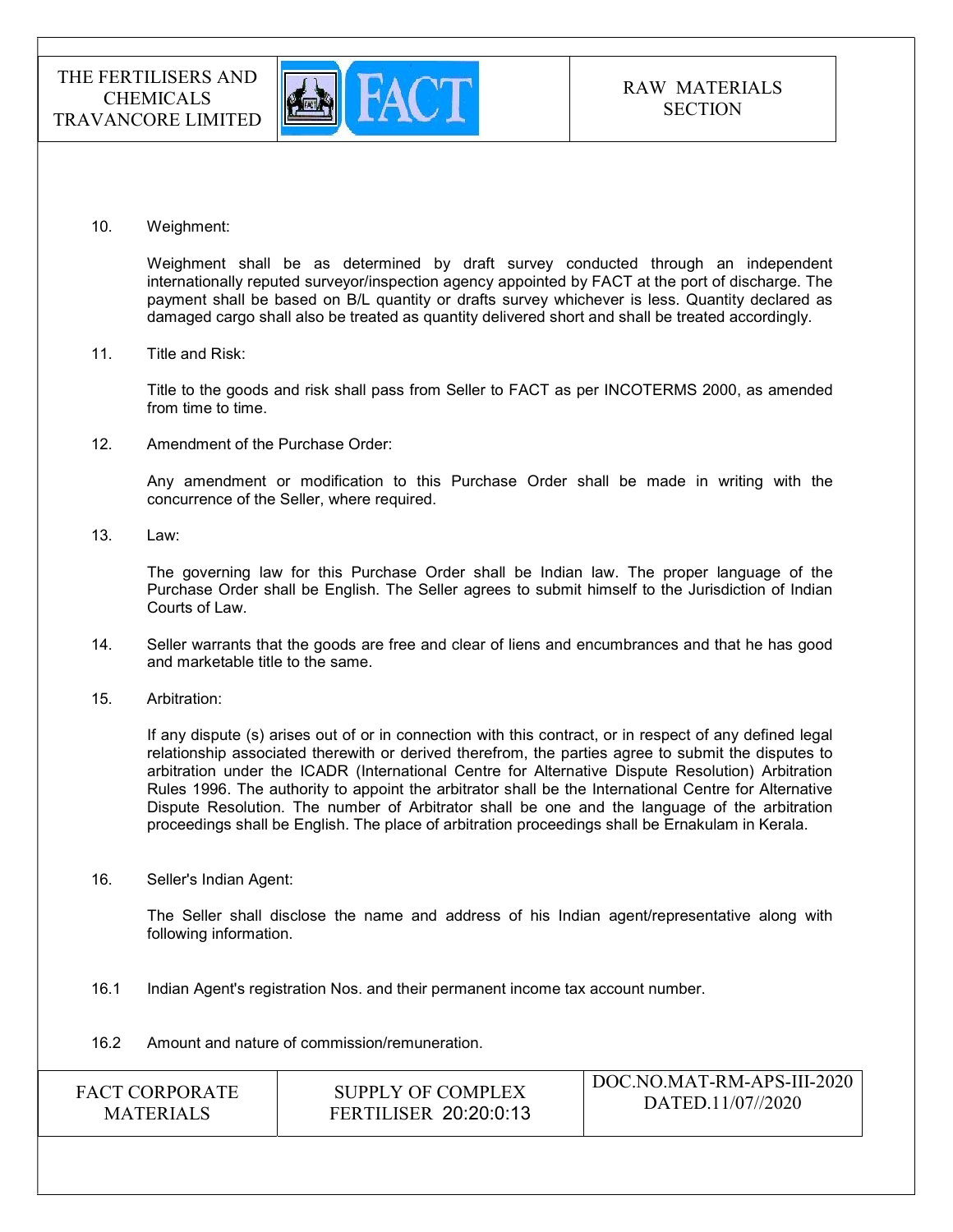10. Weighment:

    Weighment shall be as determined by draft survey conducted through an independent internationally reputed surveyor/inspection agency appointed by FACT at the port of discharge. The payment shall be based on B/L quantity or drafts survey whichever is less. Quantity declared as damaged cargo shall also be treated as quantity delivered short and shall be treated accordingly.

11. Title and Risk:

    Title to the goods and risk shall pass from Seller to FACT as per INCOTERMS 2000, as amended from time to time.

12. Amendment of the Purchase Order:

    Any amendment or modification to this Purchase Order shall be made in writing with the concurrence of the Seller, where required.

13. Law:

    The governing law for this Purchase Order shall be Indian law. The proper language of the Purchase Order shall be English. The Seller agrees to submit himself to the Jurisdiction of Indian Courts of Law.

14. Seller warrants that the goods are free and clear of liens and encumbrances and that he has good and marketable title to the same.

15. Arbitration:

    If any dispute (s) arises out of or in connection with this contract, or in respect of any defined legal relationship associated therewith or derived therefrom, the parties agree to submit the disputes to arbitration under the ICADR (International Centre for Alternative Dispute Resolution) Arbitration Rules 1996. The authority to appoint the arbitrator shall be the International Centre for Alternative Dispute Resolution. The number of Arbitrator shall be one and the language of the arbitration proceedings shall be English. The place of arbitration proceedings shall be Ernakulam in Kerala.

16. Seller's Indian Agent:

    The Seller shall disclose the name and address of his Indian agent/representative along with following information.

16.1 Indian Agent's registration Nos. and their permanent income tax account number.

16.2 Amount and nature of commission/remuneration.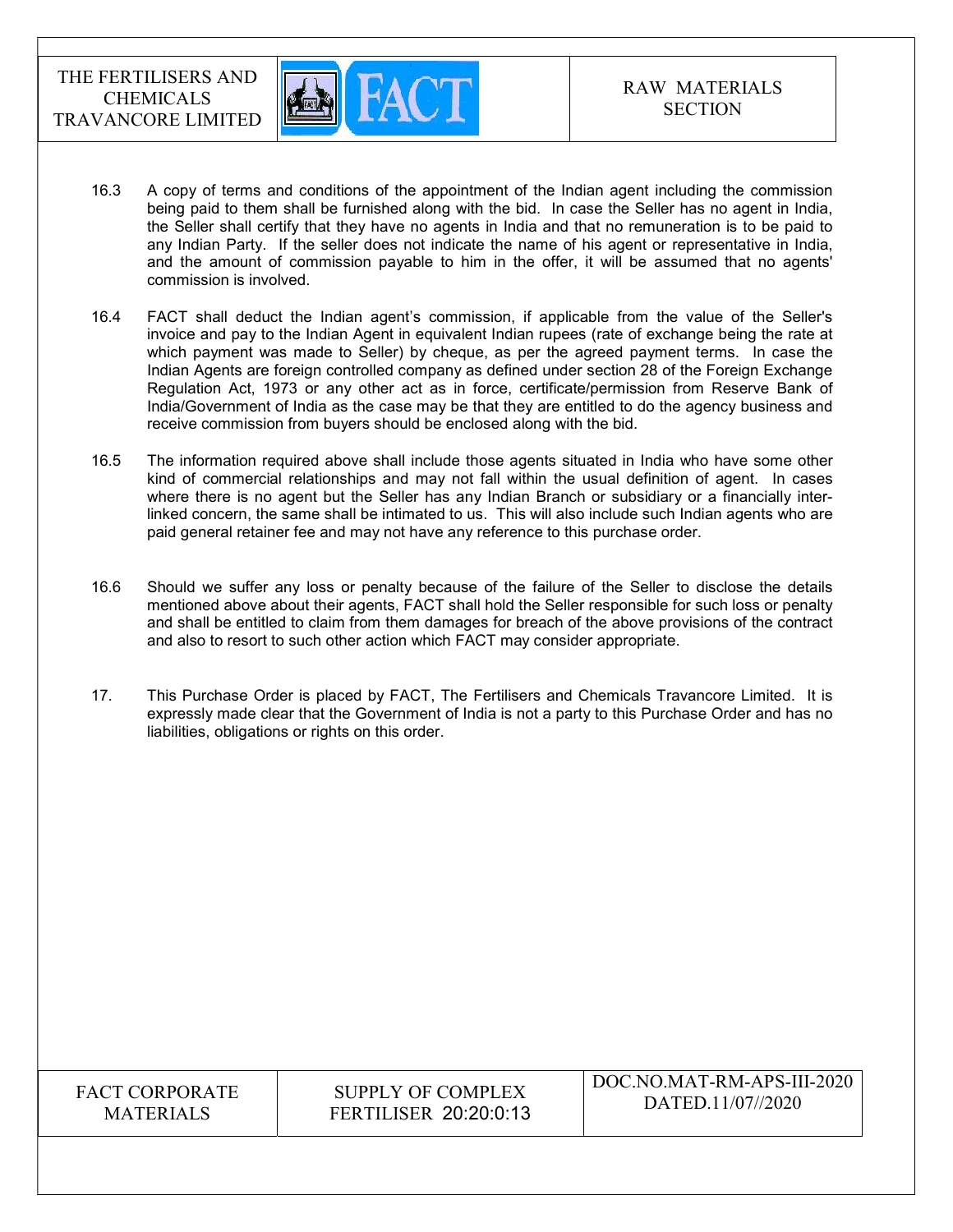16.3 A copy of terms and conditions of the appointment of the Indian agent including the commission being paid to them shall be furnished along with the bid. In case the Seller has no agent in India, the Seller shall certify that they have no agents in India and that no remuneration is to be paid to any Indian Party. If the seller does not indicate the name of his agent or representative in India, and the amount of commission payable to him in the offer, it will be assumed that no agents' commission is involved.

16.4 FACT shall deduct the Indian agent's commission, if applicable from the value of the Seller's invoice and pay to the Indian Agent in equivalent Indian rupees (rate of exchange being the rate at which payment was made to Seller) by cheque, as per the agreed payment terms. In case the Indian Agents are foreign controlled company as defined under section 28 of the Foreign Exchange Regulation Act, 1973 or any other act as in force, certificate/permission from Reserve Bank of India/Government of India as the case may be that they are entitled to do the agency business and receive commission from buyers should be enclosed along with the bid.

16.5 The information required above shall include those agents situated in India who have some other kind of commercial relationships and may not fall within the usual definition of agent. In cases where there is no agent but the Seller has any Indian Branch or subsidiary or a financially inter-linked concern, the same shall be intimated to us. This will also include such Indian agents who are paid general retainer fee and may not have any reference to this purchase order.

16.6 Should we suffer any loss or penalty because of the failure of the Seller to disclose the details mentioned above about their agents, FACT shall hold the Seller responsible for such loss or penalty and shall be entitled to claim from them damages for breach of the above provisions of the contract and also to resort to such other action which FACT may consider appropriate.

17. This Purchase Order is placed by FACT, The Fertilisers and Chemicals Travancore Limited. It is expressly made clear that the Government of India is not a party to this Purchase Order and has no liabilities, obligations or rights on this order.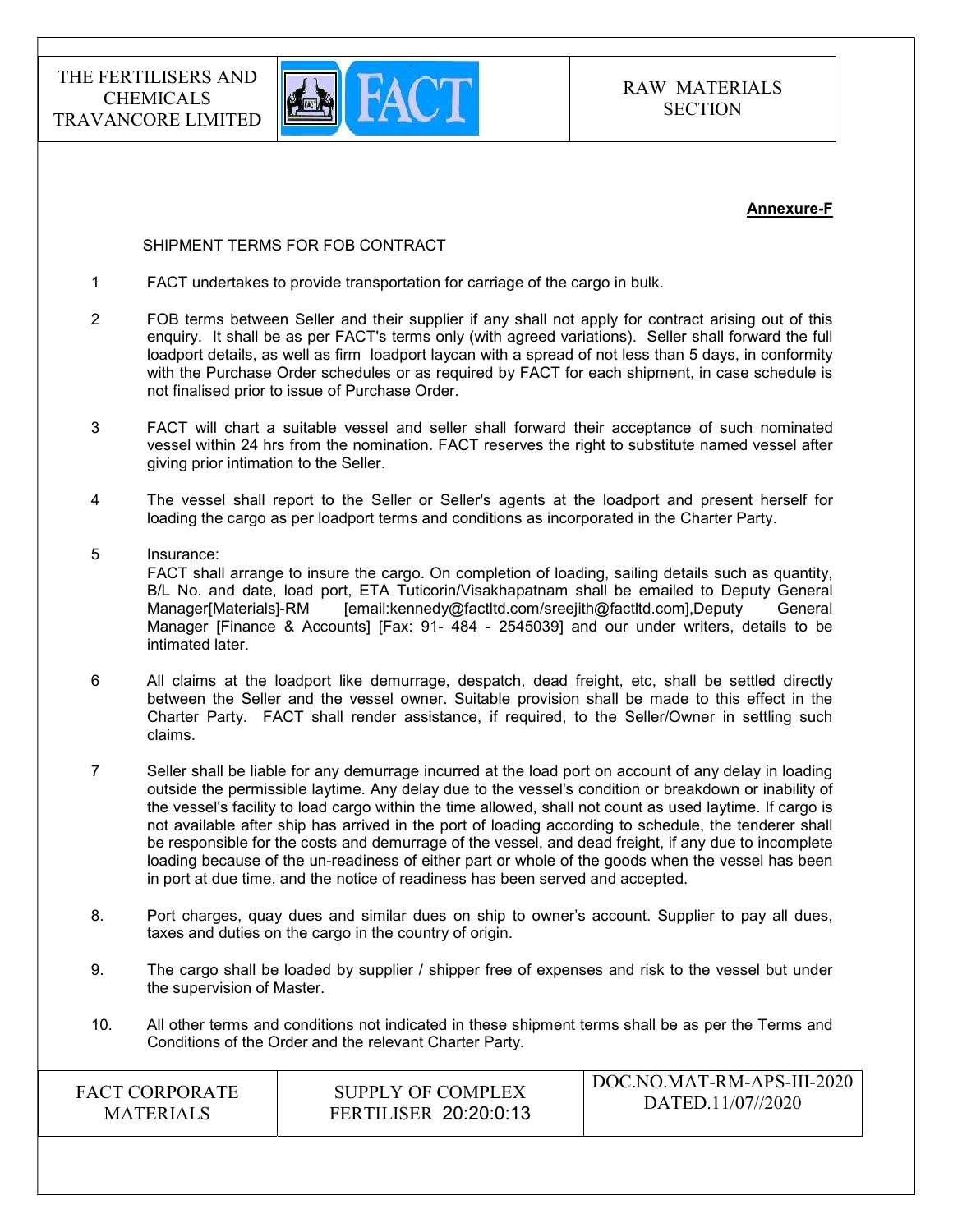**Annexure-F**

SHIPMENT TERMS FOR FOB CONTRACT

1. FACT undertakes to provide transportation for carriage of the cargo in bulk.

2. FOB terms between Seller and their supplier if any shall not apply for contract arising out of this enquiry. It shall be as per FACT's terms only (with agreed variations). Seller shall forward the full loadport details, as well as firm loadport laycan with a spread of not less than 5 days, in conformity with the Purchase Order schedules or as required by FACT for each shipment, in case schedule is not finalised prior to issue of Purchase Order.

3. FACT will chart a suitable vessel and seller shall forward their acceptance of such nominated vessel within 24 hrs from the nomination. FACT reserves the right to substitute named vessel after giving prior intimation to the Seller.

4. The vessel shall report to the Seller or Seller's agents at the loadport and present herself for loading the cargo as per loadport terms and conditions as incorporated in the Charter Party.

5. Insurance:
   FACT shall arrange to insure the cargo. On completion of loading, sailing details such as quantity, B/L No. and date, load port, ETA Tuticorin/Visakhapatnam shall be emailed to Deputy General Manager[Materials]-RM [email:kennedy@factltd.com/sreejith@factltd.com],Deputy General Manager [Finance & Accounts] [Fax: 91- 484 - 2545039] and our under writers, details to be intimated later.

6. All claims at the loadport like demurrage, despatch, dead freight, etc, shall be settled directly between the Seller and the vessel owner. Suitable provision shall be made to this effect in the Charter Party. FACT shall render assistance, if required, to the Seller/Owner in settling such claims.

7. Seller shall be liable for any demurrage incurred at the load port on account of any delay in loading outside the permissible laytime. Any delay due to the vessel's condition or breakdown or inability of the vessel's facility to load cargo within the time allowed, shall not count as used laytime. If cargo is not available after ship has arrived in the port of loading according to schedule, the tenderer shall be responsible for the costs and demurrage of the vessel, and dead freight, if any due to incomplete loading because of the un-readiness of either part or whole of the goods when the vessel has been in port at due time, and the notice of readiness has been served and accepted.

8. Port charges, quay dues and similar dues on ship to owner's account. Supplier to pay all dues, taxes and duties on the cargo in the country of origin.

9. The cargo shall be loaded by supplier / shipper free of expenses and risk to the vessel but under the supervision of Master.

10. All other terms and conditions not indicated in these shipment terms shall be as per the Terms and Conditions of the Order and the relevant Charter Party.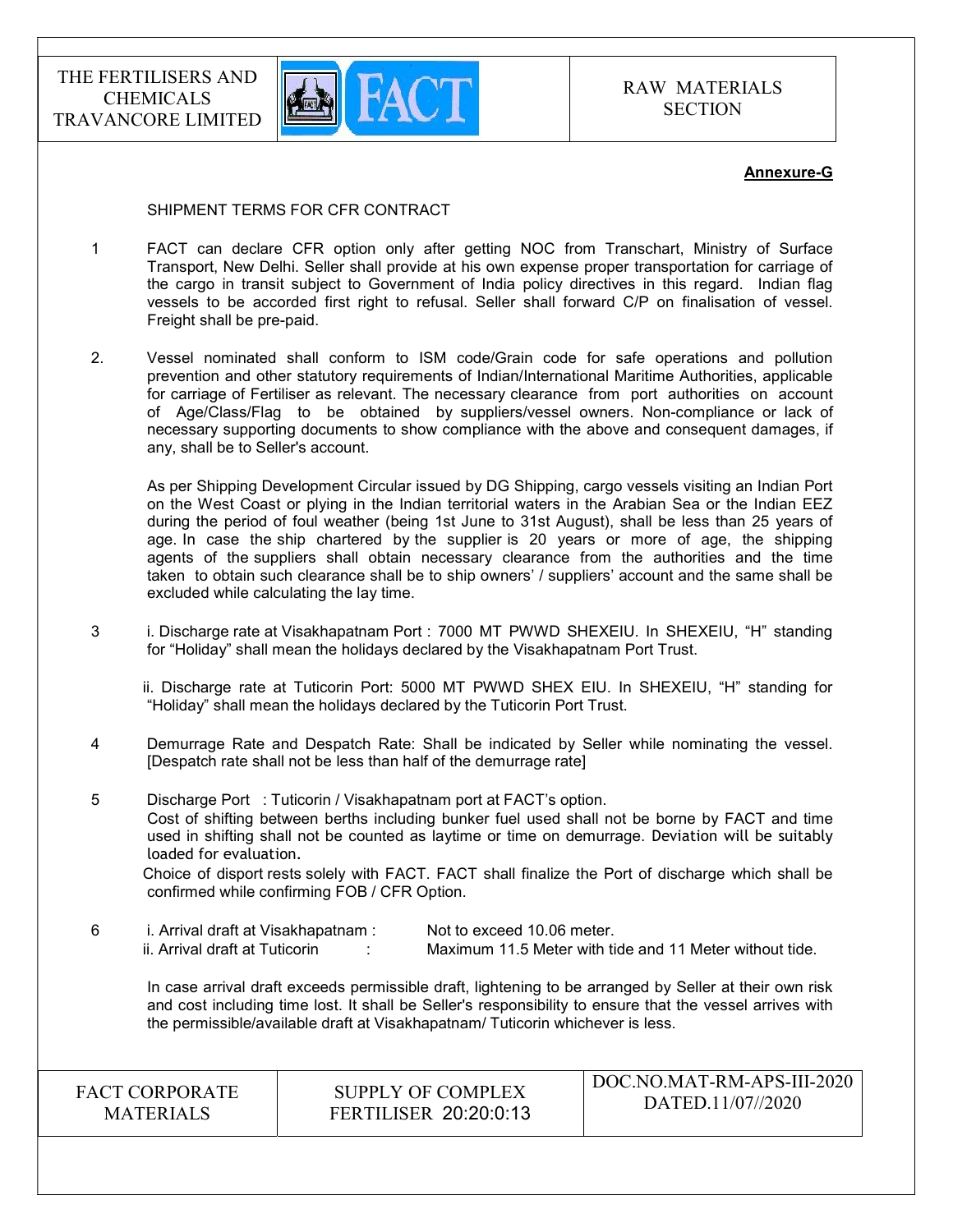**Annexure-G**

SHIPMENT TERMS FOR CFR CONTRACT

1. FACT can declare CFR option only after getting NOC from Transchart, Ministry of Surface Transport, New Delhi. Seller shall provide at his own expense proper transportation for carriage of the cargo in transit subject to Government of India policy directives in this regard. Indian flag vessels to be accorded first right to refusal. Seller shall forward C/P on finalisation of vessel. Freight shall be pre-paid.

2. Vessel nominated shall conform to ISM code/Grain code for safe operations and pollution prevention and other statutory requirements of Indian/International Maritime Authorities, applicable for carriage of Fertiliser as relevant. The necessary clearance from port authorities on account of Age/Class/Flag to be obtained by suppliers/vessel owners. Non-compliance or lack of necessary supporting documents to show compliance with the above and consequent damages, if any, shall be to Seller's account.

   As per Shipping Development Circular issued by DG Shipping, cargo vessels visiting an Indian Port on the West Coast or plying in the Indian territorial waters in the Arabian Sea or the Indian EEZ during the period of foul weather (being 1st June to 31st August), shall be less than 25 years of age. In case the ship chartered by the supplier is 20 years or more of age, the shipping agents of the suppliers shall obtain necessary clearance from the authorities and the time taken to obtain such clearance shall be to ship owners' / suppliers' account and the same shall be excluded while calculating the lay time.

3. i. Discharge rate at Visakhapatnam Port : 7000 MT PWWD SHEXEIU. In SHEXEIU, "H" standing for "Holiday" shall mean the holidays declared by the Visakhapatnam Port Trust.

   ii. Discharge rate at Tuticorin Port: 5000 MT PWWD SHEX EIU. In SHEXEIU, "H" standing for "Holiday" shall mean the holidays declared by the Tuticorin Port Trust.

4. Demurrage Rate and Despatch Rate: Shall be indicated by Seller while nominating the vessel. [Despatch rate shall not be less than half of the demurrage rate]

5. Discharge Port : Tuticorin / Visakhapatnam port at FACT's option.
   Cost of shifting between berths including bunker fuel used shall not be borne by FACT and time used in shifting shall not be counted as laytime or time on demurrage. Deviation will be suitably loaded for evaluation.
   Choice of disport rests solely with FACT. FACT shall finalize the Port of discharge which shall be confirmed while confirming FOB / CFR Option.

6. i. Arrival draft at Visakhapatnam : Not to exceed 10.06 meter.
   ii. Arrival draft at Tuticorin : Maximum 11.5 Meter with tide and 11 Meter without tide.

   In case arrival draft exceeds permissible draft, lightening to be arranged by Seller at their own risk and cost including time lost. It shall be Seller's responsibility to ensure that the vessel arrives with the permissible/available draft at Visakhapatnam/ Tuticorin whichever is less.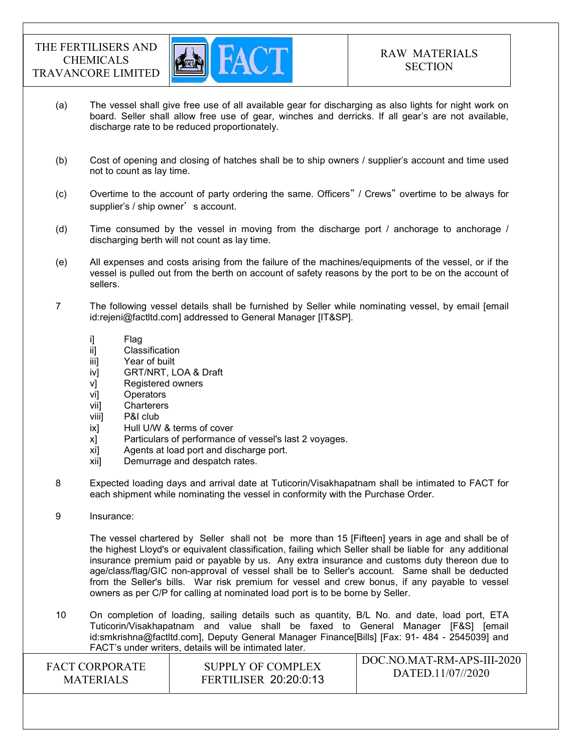(a) The vessel shall give free use of all available gear for discharging as also lights for night work on board. Seller shall allow free use of gear, winches and derricks. If all gear's are not available, discharge rate to be reduced proportionately.

(b) Cost of opening and closing of hatches shall be to ship owners / supplier's account and time used not to count as lay time.

(c) Overtime to the account of party ordering the same. Officers" / Crews" overtime to be always for supplier's / ship owner's account.

(d) Time consumed by the vessel in moving from the discharge port / anchorage to anchorage / discharging berth will not count as lay time.

(e) All expenses and costs arising from the failure of the machines/equipments of the vessel, or if the vessel is pulled out from the berth on account of safety reasons by the port to be on the account of sellers.

7 The following vessel details shall be furnished by Seller while nominating vessel, by email [email id:rejeni@factltd.com] addressed to General Manager [IT&SP].

i] Flag
ii] Classification
iii] Year of built
iv] GRT/NRT, LOA & Draft
v] Registered owners
vi] Operators
vii] Charterers
viii] P&I club
ix] Hull U/W & terms of cover
x] Particulars of performance of vessel's last 2 voyages.
xi] Agents at load port and discharge port.
xii] Demurrage and despatch rates.

8 Expected loading days and arrival date at Tuticorin/Visakhapatnam shall be intimated to FACT for each shipment while nominating the vessel in conformity with the Purchase Order.

9 Insurance:

The vessel chartered by Seller shall not be more than 15 [Fifteen] years in age and shall be of the highest Lloyd's or equivalent classification, failing which Seller shall be liable for any additional insurance premium paid or payable by us. Any extra insurance and customs duty thereon due to age/class/flag/GIC non-approval of vessel shall be to Seller's account. Same shall be deducted from the Seller's bills. War risk premium for vessel and crew bonus, if any payable to vessel owners as per C/P for calling at nominated load port is to be borne by Seller.

10 On completion of loading, sailing details such as quantity, B/L No. and date, load port, ETA Tuticorin/Visakhapatnam and value shall be faxed to General Manager [F&S] [email id:smkrishna@factltd.com], Deputy General Manager Finance[Bills] [Fax: 91- 484 - 2545039] and FACT's under writers, details will be intimated later.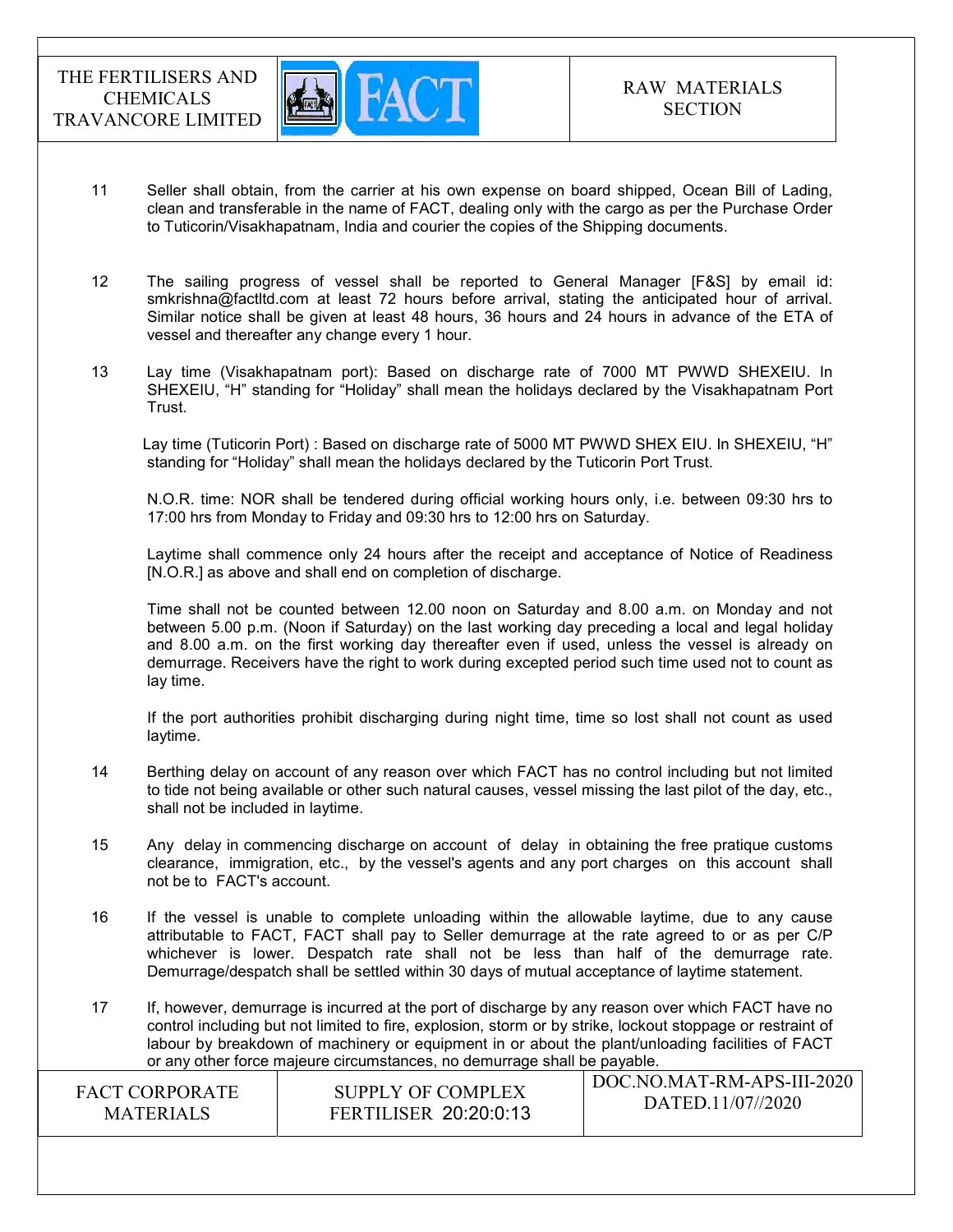11. Seller shall obtain, from the carrier at his own expense on board shipped, Ocean Bill of Lading, clean and transferable in the name of FACT, dealing only with the cargo as per the Purchase Order to Tuticorin/Visakhapatnam, India and courier the copies of the Shipping documents.

12. The sailing progress of vessel shall be reported to General Manager [F&S] by email id: smkrishna@factltd.com at least 72 hours before arrival, stating the anticipated hour of arrival. Similar notice shall be given at least 48 hours, 36 hours and 24 hours in advance of the ETA of vessel and thereafter any change every 1 hour.

13. Lay time (Visakhapatnam port): Based on discharge rate of 7000 MT PWWD SHEXEIU. In SHEXEIU, "H" standing for "Holiday" shall mean the holidays declared by the Visakhapatnam Port Trust.

    Lay time (Tuticorin Port) : Based on discharge rate of 5000 MT PWWD SHEX EIU. In SHEXEIU, "H" standing for "Holiday" shall mean the holidays declared by the Tuticorin Port Trust.

    N.O.R. time: NOR shall be tendered during official working hours only, i.e. between 09:30 hrs to 17:00 hrs from Monday to Friday and 09:30 hrs to 12:00 hrs on Saturday.

    Laytime shall commence only 24 hours after the receipt and acceptance of Notice of Readiness [N.O.R.] as above and shall end on completion of discharge.

    Time shall not be counted between 12.00 noon on Saturday and 8.00 a.m. on Monday and not between 5.00 p.m. (Noon if Saturday) on the last working day preceding a local and legal holiday and 8.00 a.m. on the first working day thereafter even if used, unless the vessel is already on demurrage. Receivers have the right to work during excepted period such time used not to count as lay time.

    If the port authorities prohibit discharging during night time, time so lost shall not count as used laytime.

14. Berthing delay on account of any reason over which FACT has no control including but not limited to tide not being available or other such natural causes, vessel missing the last pilot of the day, etc., shall not be included in laytime.

15. Any delay in commencing discharge on account of delay in obtaining the free pratique customs clearance, immigration, etc., by the vessel's agents and any port charges on this account shall not be to FACT's account.

16. If the vessel is unable to complete unloading within the allowable laytime, due to any cause attributable to FACT, FACT shall pay to Seller demurrage at the rate agreed to or as per C/P whichever is lower. Despatch rate shall not be less than half of the demurrage rate. Demurrage/despatch shall be settled within 30 days of mutual acceptance of laytime statement.

17. If, however, demurrage is incurred at the port of discharge by any reason over which FACT have no control including but not limited to fire, explosion, storm or by strike, lockout stoppage or restraint of labour by breakdown of machinery or equipment in or about the plant/unloading facilities of FACT or any other force majeure circumstances, no demurrage shall be payable.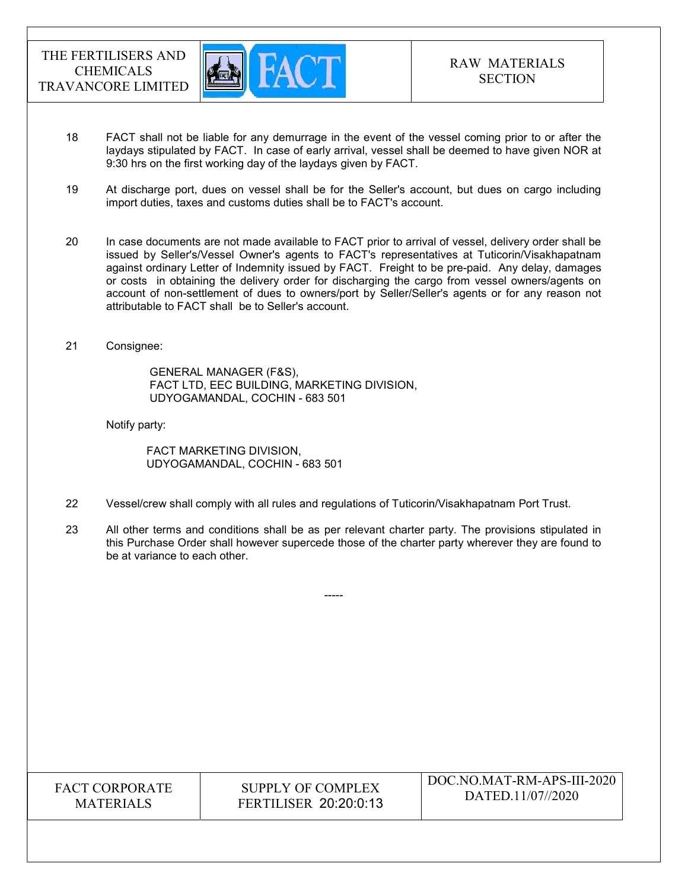18 FACT shall not be liable for any demurrage in the event of the vessel coming prior to or after the laydays stipulated by FACT. In case of early arrival, vessel shall be deemed to have given NOR at 9:30 hrs on the first working day of the laydays given by FACT.

19 At discharge port, dues on vessel shall be for the Seller's account, but dues on cargo including import duties, taxes and customs duties shall be to FACT's account.

20 In case documents are not made available to FACT prior to arrival of vessel, delivery order shall be issued by Seller's/Vessel Owner's agents to FACT's representatives at Tuticorin/Visakhapatnam against ordinary Letter of Indemnity issued by FACT. Freight to be pre-paid. Any delay, damages or costs in obtaining the delivery order for discharging the cargo from vessel owners/agents on account of non-settlement of dues to owners/port by Seller/Seller's agents or for any reason not attributable to FACT shall be to Seller's account.

21 Consignee:

GENERAL MANAGER (F&S),
FACT LTD, EEC BUILDING, MARKETING DIVISION,
UDYOGAMANDAL, COCHIN - 683 501

Notify party:

FACT MARKETING DIVISION,
UDYOGAMANDAL, COCHIN - 683 501

22 Vessel/crew shall comply with all rules and regulations of Tuticorin/Visakhapatnam Port Trust.

23 All other terms and conditions shall be as per relevant charter party. The provisions stipulated in this Purchase Order shall however supercede those of the charter party wherever they are found to be at variance to each other.

-----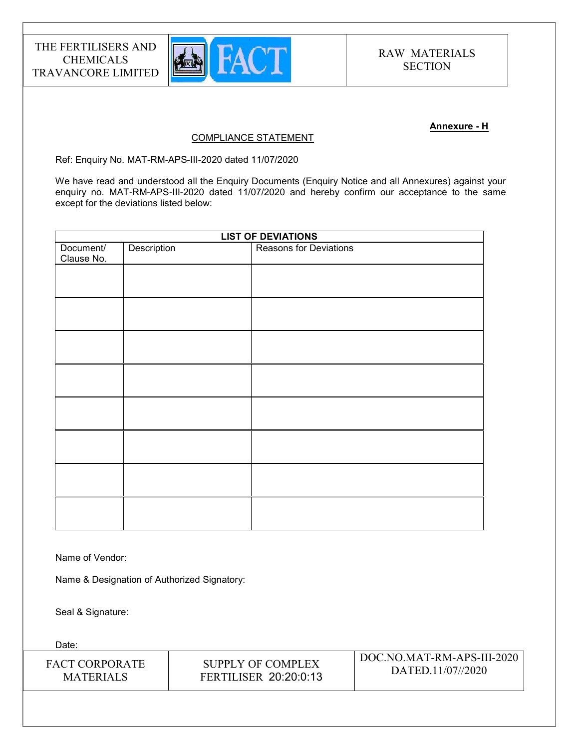**Annexure - H**

COMPLIANCE STATEMENT

Ref: Enquiry No. MAT-RM-APS-III-2020 dated 11/07/2020

We have read and understood all the Enquiry Documents (Enquiry Notice and all Annexures) against your enquiry no. MAT-RM-APS-III-2020 dated 11/07/2020 and hereby confirm our acceptance to the same except for the deviations listed below:

| **LIST OF DEVIATIONS** | | |
|---|---|---|
| Document/ Clause No. | Description | Reasons for Deviations |
| | | |
| | | |
| | | |
| | | |
| | | |
| | | |
| | | |
| | | |

Name of Vendor:

Name & Designation of Authorized Signatory:

Seal & Signature:

Date: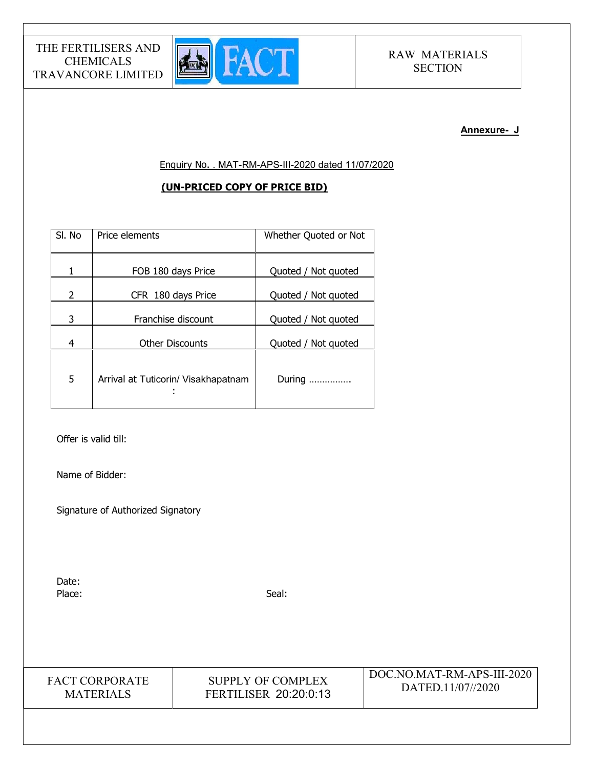**Annexure- J**

Enquiry No. . MAT-RM-APS-III-2020 dated 11/07/2020

**(UN-PRICED COPY OF PRICE BID)**

| Sl. No | Price elements | Whether Quoted or Not |
|---|---|---|
| 1 | FOB 180 days Price | Quoted / Not quoted |
| 2 | CFR 180 days Price | Quoted / Not quoted |
| 3 | Franchise discount | Quoted / Not quoted |
| 4 | Other Discounts | Quoted / Not quoted |
| 5 | Arrival at Tuticorin/ Visakhapatnam : | During …………… |

Offer is valid till:

Name of Bidder:

Signature of Authorized Signatory

Date:

Place:

Seal: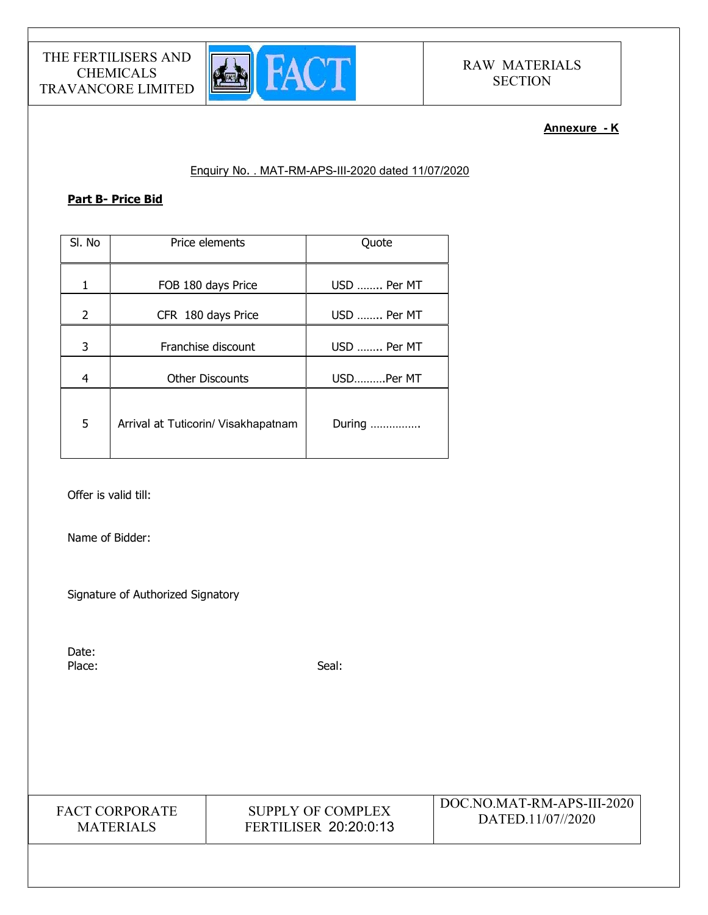**Annexure - K**

Enquiry No. . MAT-RM-APS-III-2020 dated 11/07/2020

**Part B- Price Bid**

| Sl. No | Price elements | Quote |
|---|---|---|
| 1 | FOB 180 days Price | USD …….. Per MT |
| 2 | CFR 180 days Price | USD …….. Per MT |
| 3 | Franchise discount | USD …….. Per MT |
| 4 | Other Discounts | USD……….Per MT |
| 5 | Arrival at Tuticorin/ Visakhapatnam | During ……………. |

Offer is valid till:

Name of Bidder:

Signature of Authorized Signatory

Date:

Place: Seal: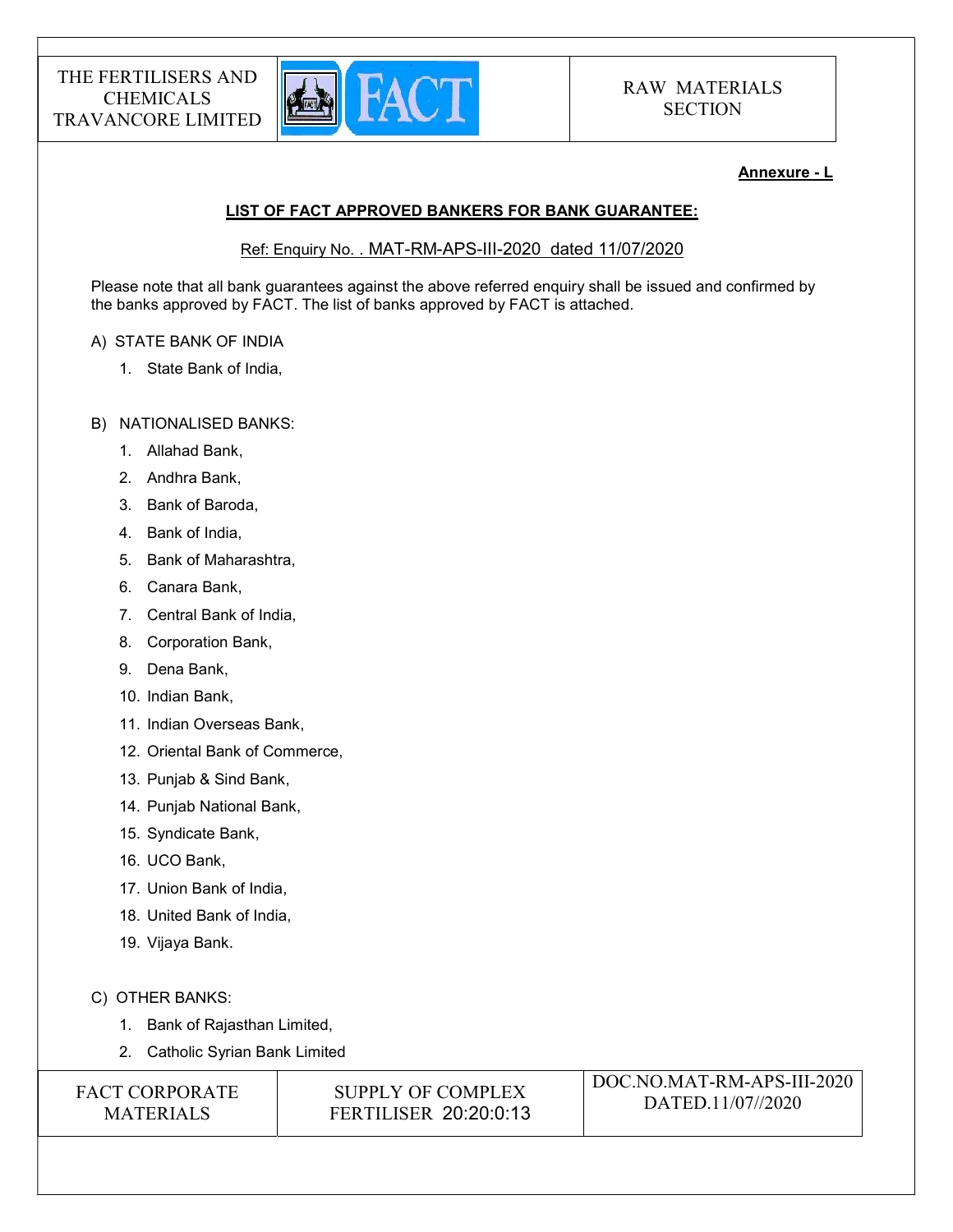**Annexure - L**

**LIST OF FACT APPROVED BANKERS FOR BANK GUARANTEE:**

Ref: Enquiry No. . MAT-RM-APS-III-2020 dated 11/07/2020

Please note that all bank guarantees against the above referred enquiry shall be issued and confirmed by the banks approved by FACT. The list of banks approved by FACT is attached.

A) STATE BANK OF INDIA

1. State Bank of India,

B) NATIONALISED BANKS:

1. Allahad Bank,
2. Andhra Bank,
3. Bank of Baroda,
4. Bank of India,
5. Bank of Maharashtra,
6. Canara Bank,
7. Central Bank of India,
8. Corporation Bank,
9. Dena Bank,
10. Indian Bank,
11. Indian Overseas Bank,
12. Oriental Bank of Commerce,
13. Punjab & Sind Bank,
14. Punjab National Bank,
15. Syndicate Bank,
16. UCO Bank,
17. Union Bank of India,
18. United Bank of India,
19. Vijaya Bank.

C) OTHER BANKS:

1. Bank of Rajasthan Limited,
2. Catholic Syrian Bank Limited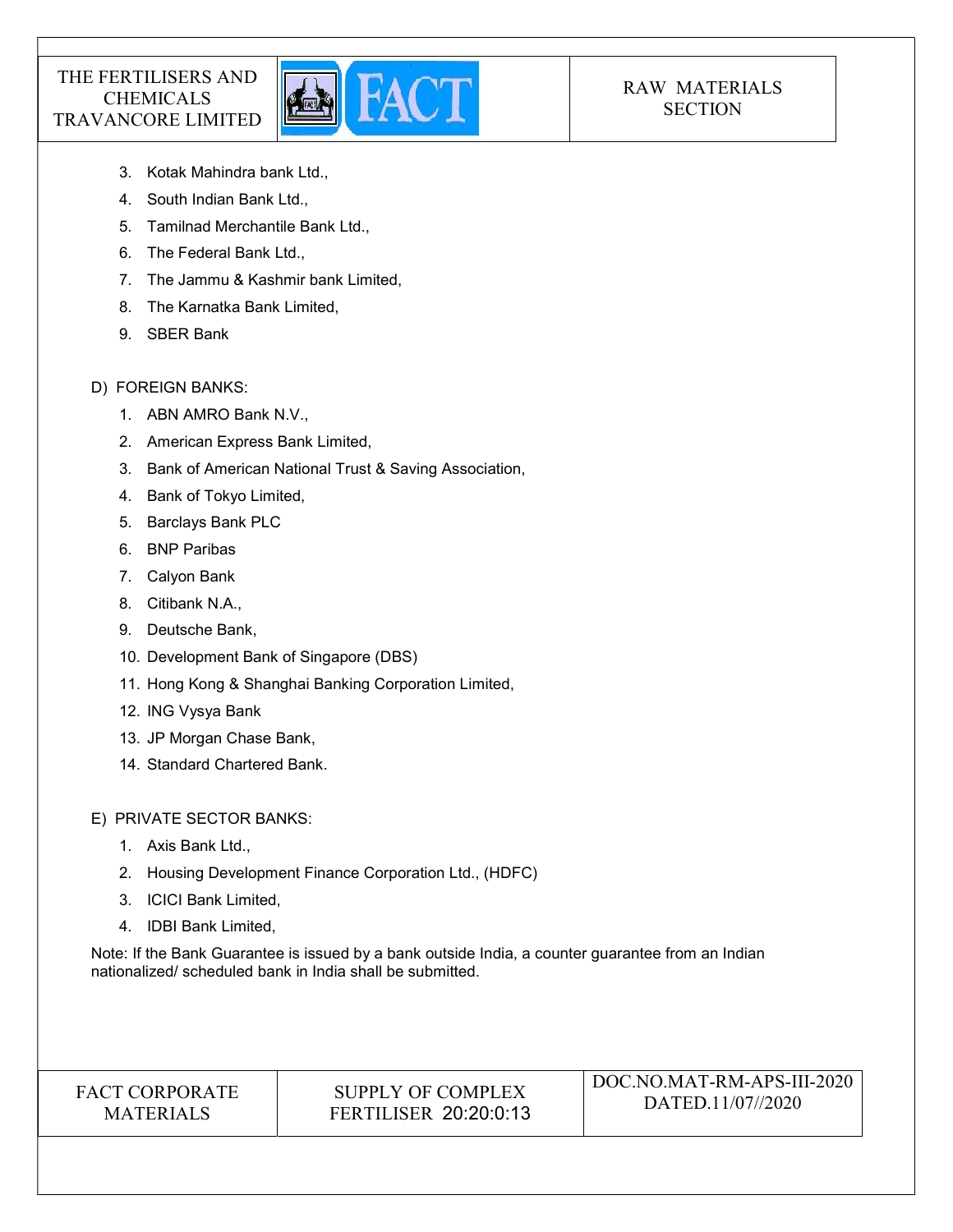3. Kotak Mahindra bank Ltd.,
4. South Indian Bank Ltd.,
5. Tamilnad Merchantile Bank Ltd.,
6. The Federal Bank Ltd.,
7. The Jammu & Kashmir bank Limited,
8. The Karnatka Bank Limited,
9. SBER Bank

D) FOREIGN BANKS:

1. ABN AMRO Bank N.V.,
2. American Express Bank Limited,
3. Bank of American National Trust & Saving Association,
4. Bank of Tokyo Limited,
5. Barclays Bank PLC
6. BNP Paribas
7. Calyon Bank
8. Citibank N.A.,
9. Deutsche Bank,
10. Development Bank of Singapore (DBS)
11. Hong Kong & Shanghai Banking Corporation Limited,
12. ING Vysya Bank
13. JP Morgan Chase Bank,
14. Standard Chartered Bank.

E) PRIVATE SECTOR BANKS:

1. Axis Bank Ltd.,
2. Housing Development Finance Corporation Ltd., (HDFC)
3. ICICI Bank Limited,
4. IDBI Bank Limited,

Note: If the Bank Guarantee is issued by a bank outside India, a counter guarantee from an Indian nationalized/ scheduled bank in India shall be submitted.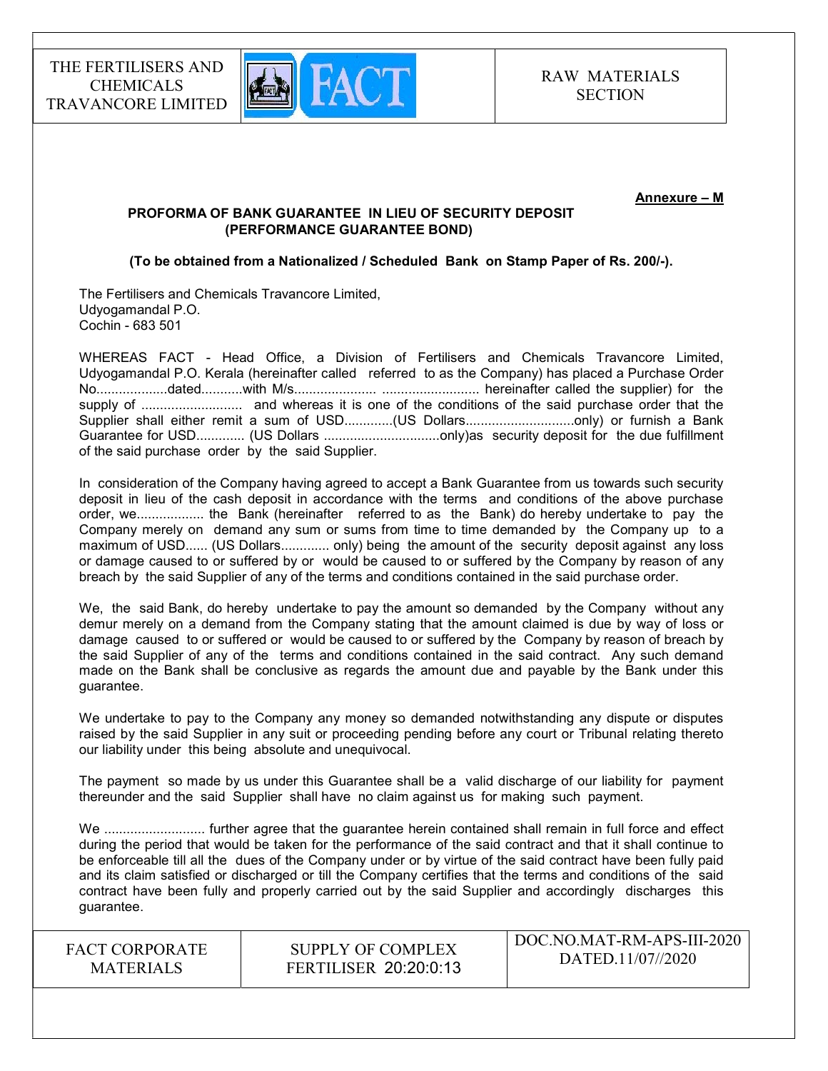**Annexure – M**

**PROFORMA OF BANK GUARANTEE IN LIEU OF SECURITY DEPOSIT (PERFORMANCE GUARANTEE BOND)**

**(To be obtained from a Nationalized / Scheduled Bank on Stamp Paper of Rs. 200/-).**

The Fertilisers and Chemicals Travancore Limited,
Udyogamandal P.O.
Cochin - 683 501

WHEREAS FACT - Head Office, a Division of Fertilisers and Chemicals Travancore Limited, Udyogamandal P.O. Kerala (hereinafter called referred to as the Company) has placed a Purchase Order No...................dated...........with M/s..................... .......................... hereinafter called the supplier) for the supply of ........................... and whereas it is one of the conditions of the said purchase order that the Supplier shall either remit a sum of USD.............(US Dollars............................only) or furnish a Bank Guarantee for USD............. (US Dollars ...............................only)as security deposit for the due fulfillment of the said purchase order by the said Supplier.

In consideration of the Company having agreed to accept a Bank Guarantee from us towards such security deposit in lieu of the cash deposit in accordance with the terms and conditions of the above purchase order, we.................. the Bank (hereinafter referred to as the Bank) do hereby undertake to pay the Company merely on demand any sum or sums from time to time demanded by the Company up to a maximum of USD...... (US Dollars............. only) being the amount of the security deposit against any loss or damage caused to or suffered by or would be caused to or suffered by the Company by reason of any breach by the said Supplier of any of the terms and conditions contained in the said purchase order.

We, the said Bank, do hereby undertake to pay the amount so demanded by the Company without any demur merely on a demand from the Company stating that the amount claimed is due by way of loss or damage caused to or suffered or would be caused to or suffered by the Company by reason of breach by the said Supplier of any of the terms and conditions contained in the said contract. Any such demand made on the Bank shall be conclusive as regards the amount due and payable by the Bank under this guarantee.

We undertake to pay to the Company any money so demanded notwithstanding any dispute or disputes raised by the said Supplier in any suit or proceeding pending before any court or Tribunal relating thereto our liability under this being absolute and unequivocal.

The payment so made by us under this Guarantee shall be a valid discharge of our liability for payment thereunder and the said Supplier shall have no claim against us for making such payment.

We ........................... further agree that the guarantee herein contained shall remain in full force and effect during the period that would be taken for the performance of the said contract and that it shall continue to be enforceable till all the dues of the Company under or by virtue of the said contract have been fully paid and its claim satisfied or discharged or till the Company certifies that the terms and conditions of the said contract have been fully and properly carried out by the said Supplier and accordingly discharges this guarantee.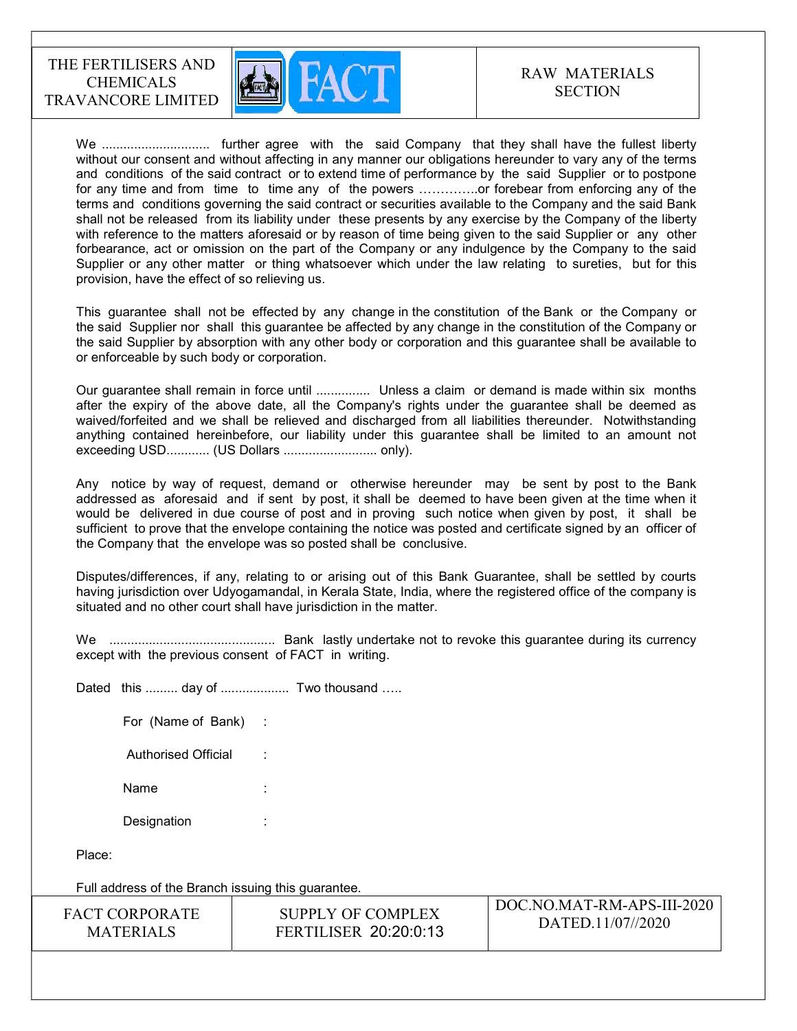We ............................. further agree with the said Company that they shall have the fullest liberty without our consent and without affecting in any manner our obligations hereunder to vary any of the terms and conditions of the said contract or to extend time of performance by the said Supplier or to postpone for any time and from time to time any of the powers …………..or forebear from enforcing any of the terms and conditions governing the said contract or securities available to the Company and the said Bank shall not be released from its liability under these presents by any exercise by the Company of the liberty with reference to the matters aforesaid or by reason of time being given to the said Supplier or any other forbearance, act or omission on the part of the Company or any indulgence by the Company to the said Supplier or any other matter or thing whatsoever which under the law relating to sureties, but for this provision, have the effect of so relieving us.

This guarantee shall not be effected by any change in the constitution of the Bank or the Company or the said Supplier nor shall this guarantee be affected by any change in the constitution of the Company or the said Supplier by absorption with any other body or corporation and this guarantee shall be available to or enforceable by such body or corporation.

Our guarantee shall remain in force until ............... Unless a claim or demand is made within six months after the expiry of the above date, all the Company's rights under the guarantee shall be deemed as waived/forfeited and we shall be relieved and discharged from all liabilities thereunder. Notwithstanding anything contained hereinbefore, our liability under this guarantee shall be limited to an amount not exceeding USD............ (US Dollars .......................... only).

Any notice by way of request, demand or otherwise hereunder may be sent by post to the Bank addressed as aforesaid and if sent by post, it shall be deemed to have been given at the time when it would be delivered in due course of post and in proving such notice when given by post, it shall be sufficient to prove that the envelope containing the notice was posted and certificate signed by an officer of the Company that the envelope was so posted shall be conclusive.

Disputes/differences, if any, relating to or arising out of this Bank Guarantee, shall be settled by courts having jurisdiction over Udyogamandal, in Kerala State, India, where the registered office of the company is situated and no other court shall have jurisdiction in the matter.

We .............................................. Bank lastly undertake not to revoke this guarantee during its currency except with the previous consent of FACT in writing.

Dated this ......... day of ................... Two thousand …..

For (Name of Bank) :

Authorised Official :

Name :

Designation :

Place:

Full address of the Branch issuing this guarantee.